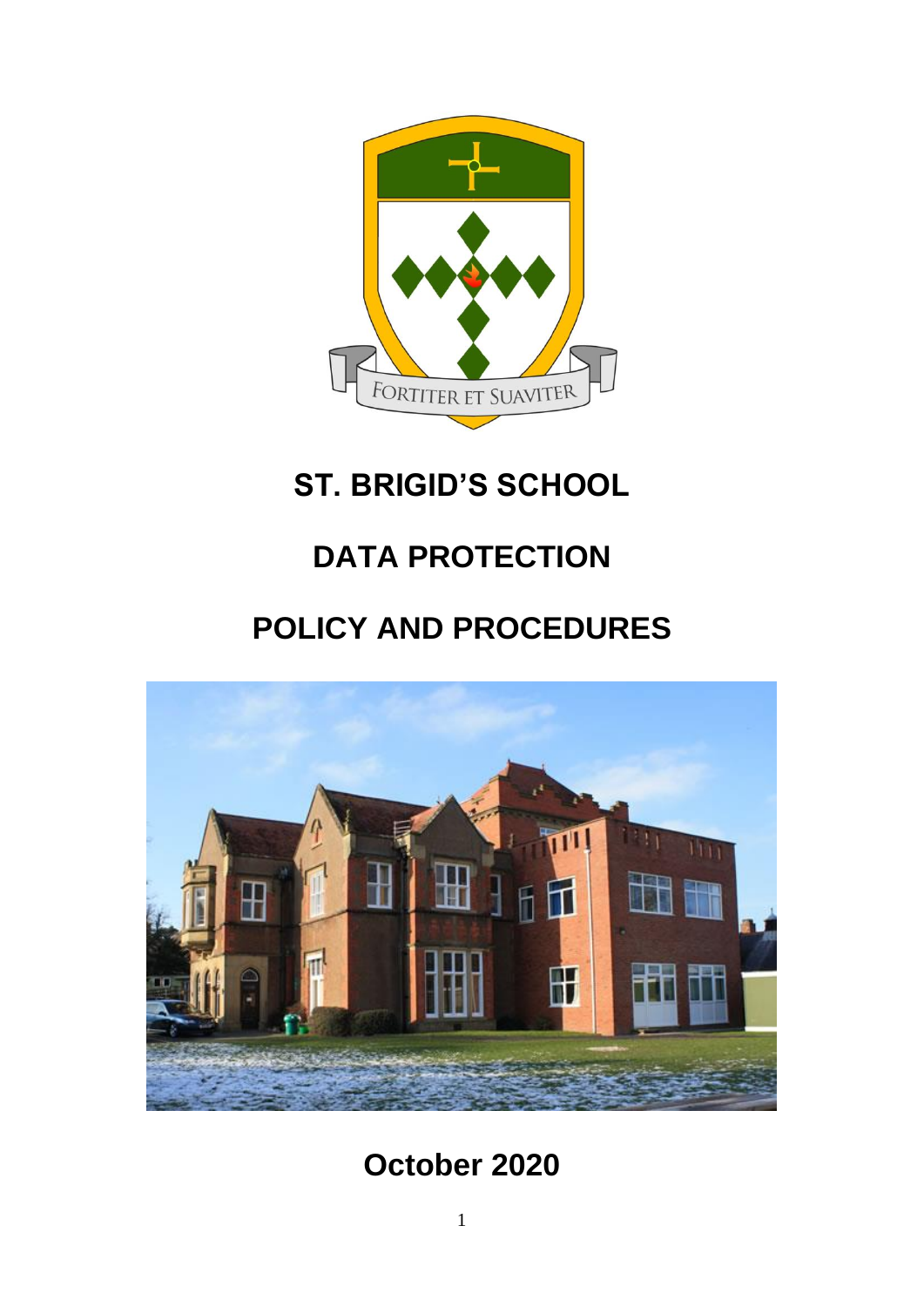# ST. BRIGID'S SCHOOL

# DATA PROTECTION

# POLICY AND PROCEDURES

## October 2020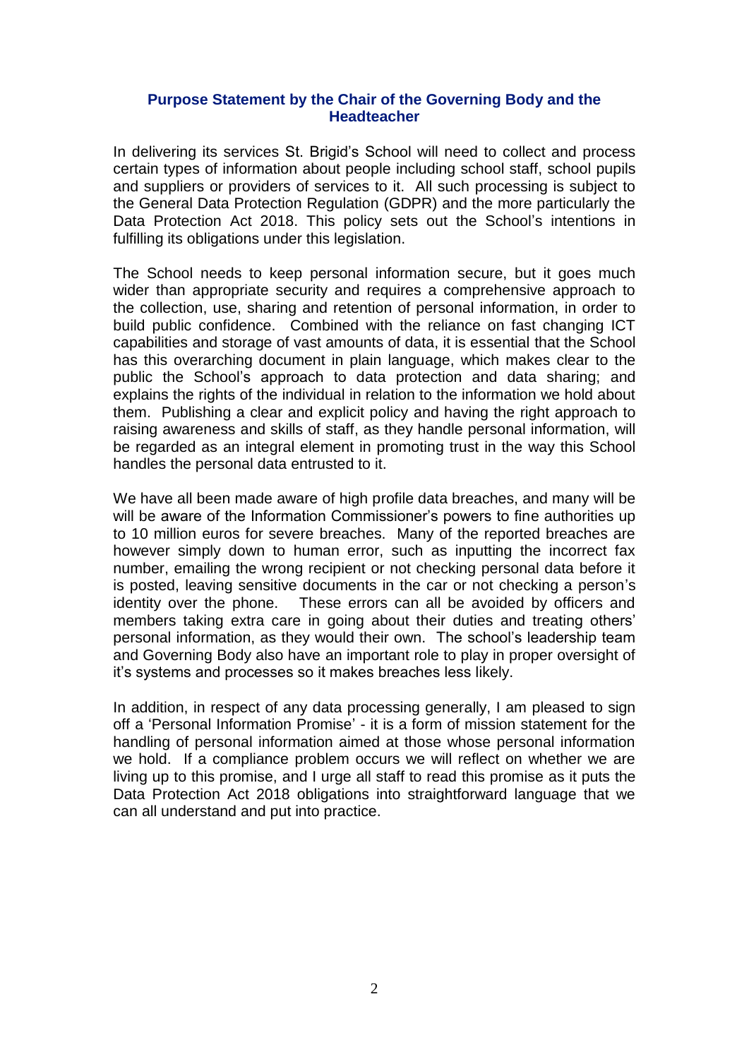## Purpose Statement by the Chair of the Governing Body and the Headteacher

In delivering its services St. Brigid's School will need to collect and process certain types of information about people including school staff, school pupils and suppliers or providers of services to it. All such processing is subject to the General Data Protection Regulation (GDPR) and the more particularly the Data Protection Act 2018. This policy sets out the School's intentions in fulfilling its obligations under this legislation.

The School needs to keep personal information secure, but it goes much wider than appropriate security and requires a comprehensive approach to the collection, use, sharing and retention of personal information, in order to build public confidence. Combined with the reliance on fast changing ICT capabilities and storage of vast amounts of data, it is essential that the School has this overarching document in plain language, which makes clear to the public the School's approach to data protection and data sharing; and explains the rights of the individual in relation to the information we hold about them. Publishing a clear and explicit policy and having the right approach to raising awareness and skills of staff, as they handle personal information, will be regarded as an integral element in promoting trust in the way this School handles the personal data entrusted to it.

We have all been made aware of high profile data breaches, and many will be will be aware of the Information Commissioner's powers to fine authorities up to 10 million euros for severe breaches. Many of the reported breaches are however simply down to human error, such as inputting the incorrect fax number, emailing the wrong recipient or not checking personal data before it is posted, leaving sensitive documents in the car or not checking a person's identity over the phone. These errors can all be avoided by officers and members taking extra care in going about their duties and treating others' personal information, as they would their own. The school's leadership team and Governing Body also have an important role to play in proper oversight of it's systems and processes so it makes breaches less likely.

In addition, in respect of any data processing generally, I am pleased to sign off a 'Personal Information Promise' - it is a form of mission statement for the handling of personal information aimed at those whose personal information we hold. If a compliance problem occurs we will reflect on whether we are living up to this promise, and I urge all staff to read this promise as it puts the Data Protection Act 2018 obligations into straightforward language that we can all understand and put into practice.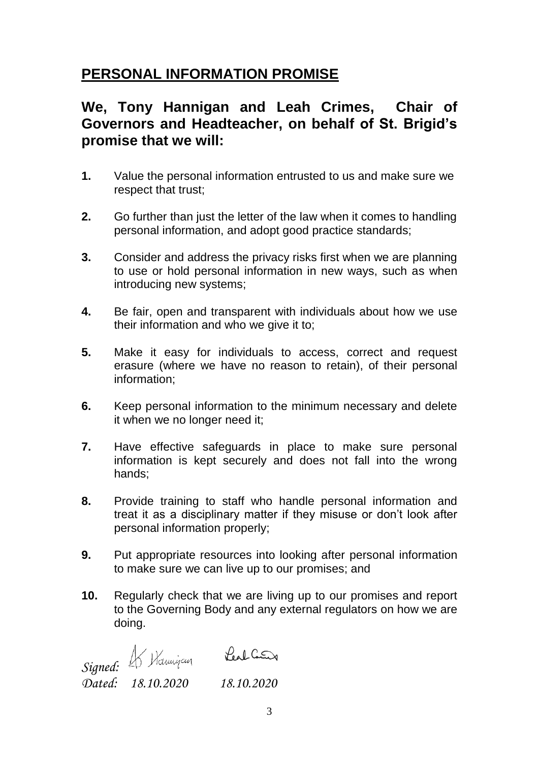## PERSONAL INFORMATION PROMISE

### We, Tony Hannigan and Leah Crimes, Chair of Governors and Headteacher, on behalf of St. Brigid's promise that we will:

**1.** Value the personal information entrusted to us and make sure we respect that trust;

**2.** Go further than just the letter of the law when it comes to handling personal information, and adopt good practice standards;

**3.** Consider and address the privacy risks first when we are planning to use or hold personal information in new ways, such as when introducing new systems;

**4.** Be fair, open and transparent with individuals about how we use their information and who we give it to;

**5.** Make it easy for individuals to access, correct and request erasure (where we have no reason to retain), of their personal information;

**6.** Keep personal information to the minimum necessary and delete it when we no longer need it;

**7.** Have effective safeguards in place to make sure personal information is kept securely and does not fall into the wrong hands;

**8.** Provide training to staff who handle personal information and treat it as a disciplinary matter if they misuse or don't look after personal information properly;

**9.** Put appropriate resources into looking after personal information to make sure we can live up to our promises; and

**10.** Regularly check that we are living up to our promises and report to the Governing Body and any external regulators on how we are doing.

*Signed:* A Hannigan  Leah Crimes

*Dated: 18.10.2020  18.10.2020*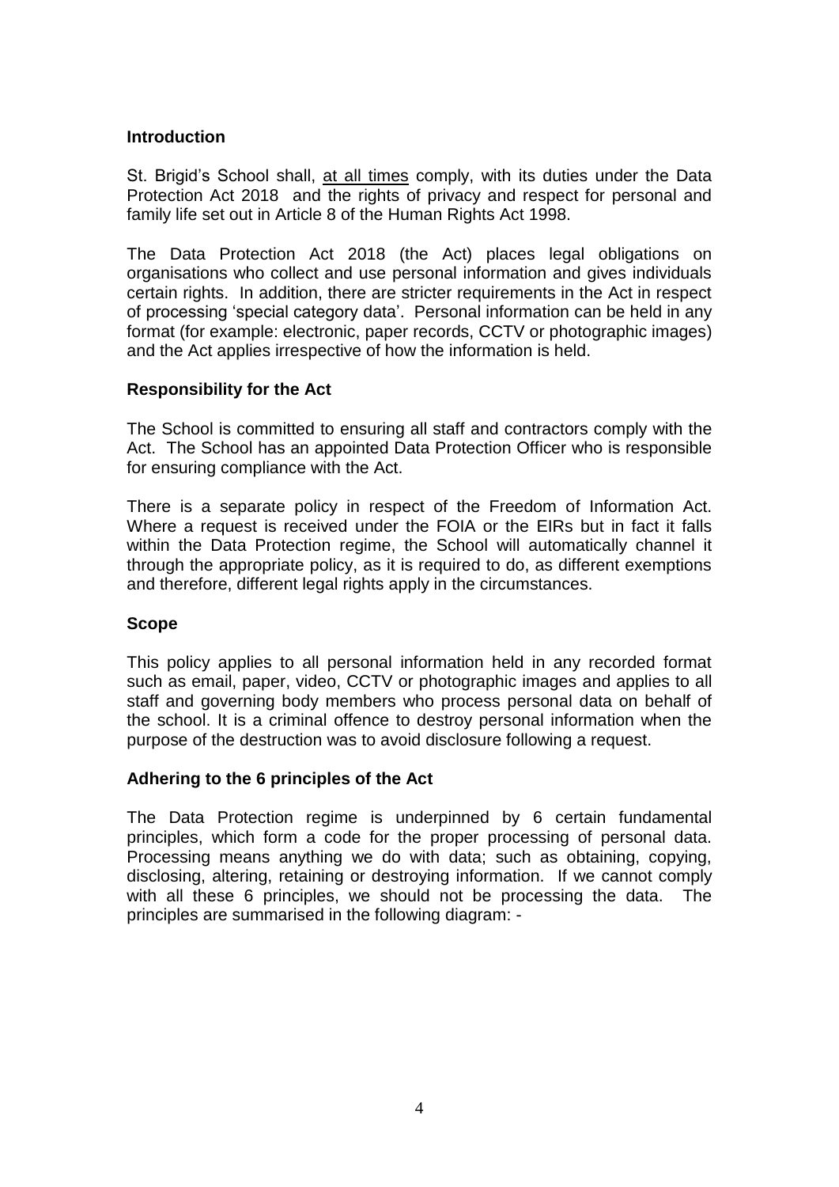## Introduction

St. Brigid's School shall, <u>at all times</u> comply, with its duties under the Data Protection Act 2018 and the rights of privacy and respect for personal and family life set out in Article 8 of the Human Rights Act 1998.

The Data Protection Act 2018 (the Act) places legal obligations on organisations who collect and use personal information and gives individuals certain rights. In addition, there are stricter requirements in the Act in respect of processing 'special category data'. Personal information can be held in any format (for example: electronic, paper records, CCTV or photographic images) and the Act applies irrespective of how the information is held.

## Responsibility for the Act

The School is committed to ensuring all staff and contractors comply with the Act. The School has an appointed Data Protection Officer who is responsible for ensuring compliance with the Act.

There is a separate policy in respect of the Freedom of Information Act. Where a request is received under the FOIA or the EIRs but in fact it falls within the Data Protection regime, the School will automatically channel it through the appropriate policy, as it is required to do, as different exemptions and therefore, different legal rights apply in the circumstances.

## Scope

This policy applies to all personal information held in any recorded format such as email, paper, video, CCTV or photographic images and applies to all staff and governing body members who process personal data on behalf of the school. It is a criminal offence to destroy personal information when the purpose of the destruction was to avoid disclosure following a request.

## Adhering to the 6 principles of the Act

The Data Protection regime is underpinned by 6 certain fundamental principles, which form a code for the proper processing of personal data. Processing means anything we do with data; such as obtaining, copying, disclosing, altering, retaining or destroying information. If we cannot comply with all these 6 principles, we should not be processing the data. The principles are summarised in the following diagram: -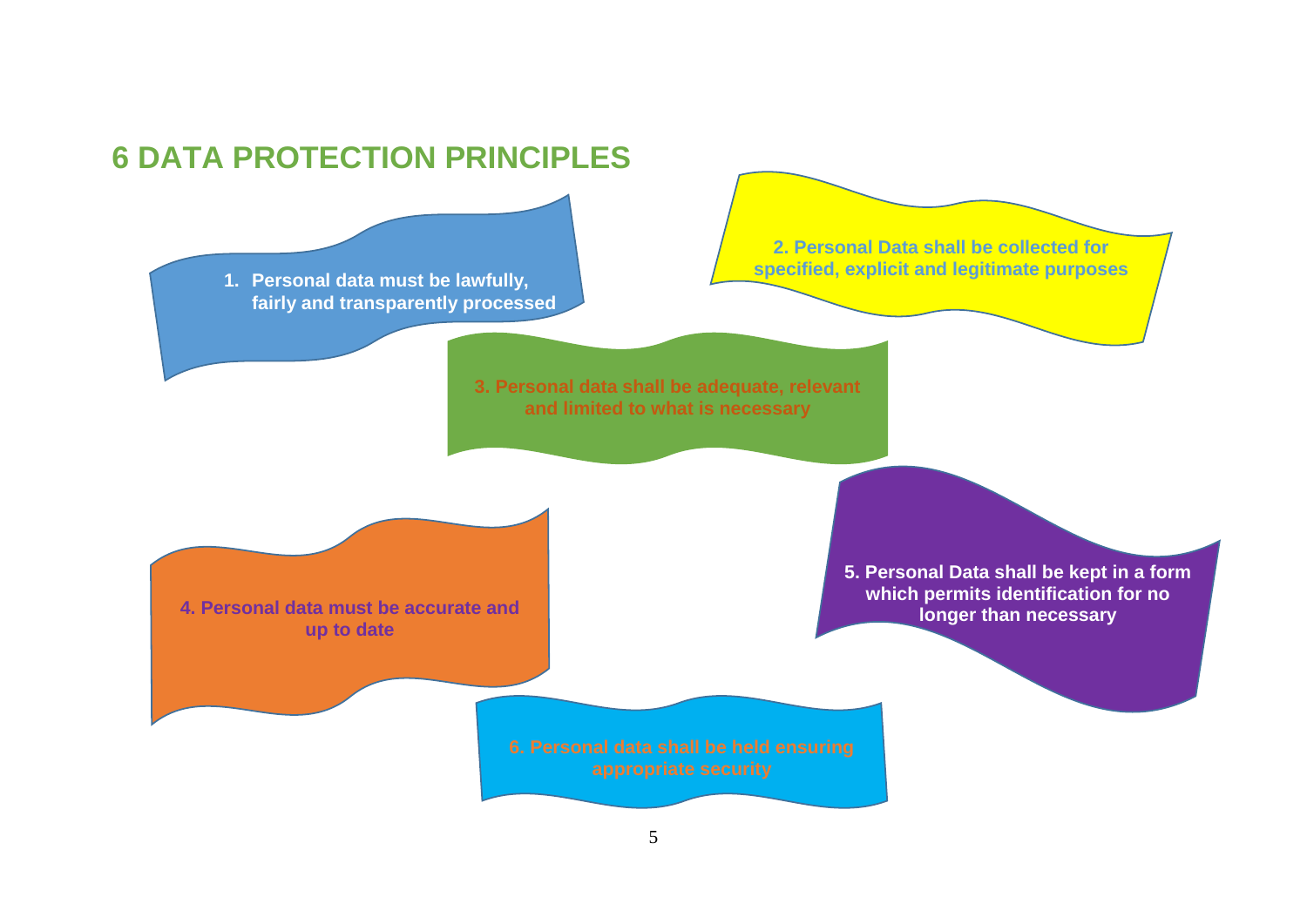## 6 DATA PROTECTION PRINCIPLES

1. Personal data must be lawfully, fairly and transparently processed

2. Personal Data shall be collected for specified, explicit and legitimate purposes

3. Personal data shall be adequate, relevant and limited to what is necessary

4. Personal data must be accurate and up to date

5. Personal Data shall be kept in a form which permits identification for no longer than necessary

6. Personal data shall be held ensuring appropriate security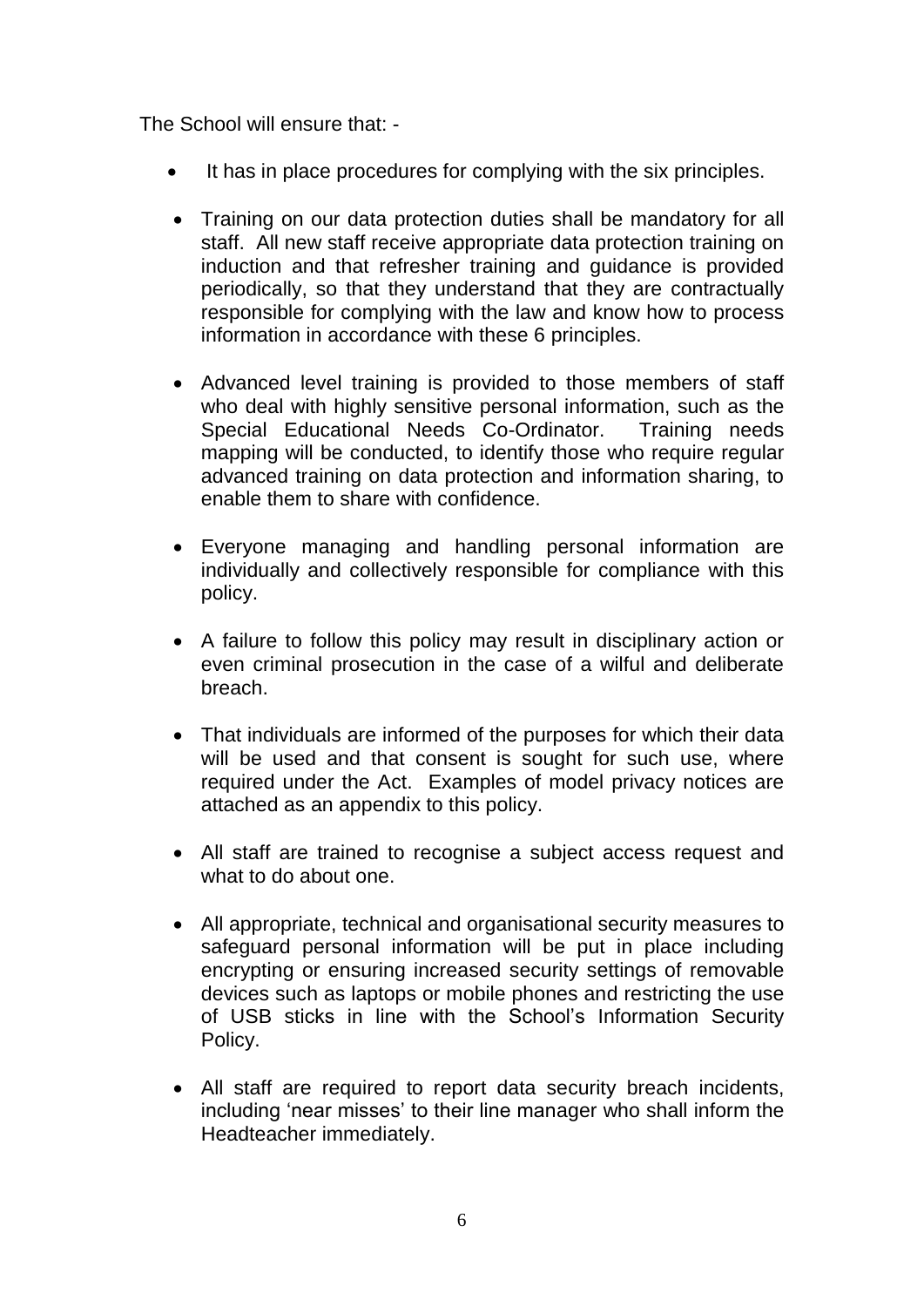The School will ensure that: -

- It has in place procedures for complying with the six principles.
- Training on our data protection duties shall be mandatory for all staff. All new staff receive appropriate data protection training on induction and that refresher training and guidance is provided periodically, so that they understand that they are contractually responsible for complying with the law and know how to process information in accordance with these 6 principles.
- Advanced level training is provided to those members of staff who deal with highly sensitive personal information, such as the Special Educational Needs Co-Ordinator. Training needs mapping will be conducted, to identify those who require regular advanced training on data protection and information sharing, to enable them to share with confidence.
- Everyone managing and handling personal information are individually and collectively responsible for compliance with this policy.
- A failure to follow this policy may result in disciplinary action or even criminal prosecution in the case of a wilful and deliberate breach.
- That individuals are informed of the purposes for which their data will be used and that consent is sought for such use, where required under the Act. Examples of model privacy notices are attached as an appendix to this policy.
- All staff are trained to recognise a subject access request and what to do about one.
- All appropriate, technical and organisational security measures to safeguard personal information will be put in place including encrypting or ensuring increased security settings of removable devices such as laptops or mobile phones and restricting the use of USB sticks in line with the School's Information Security Policy.
- All staff are required to report data security breach incidents, including 'near misses' to their line manager who shall inform the Headteacher immediately.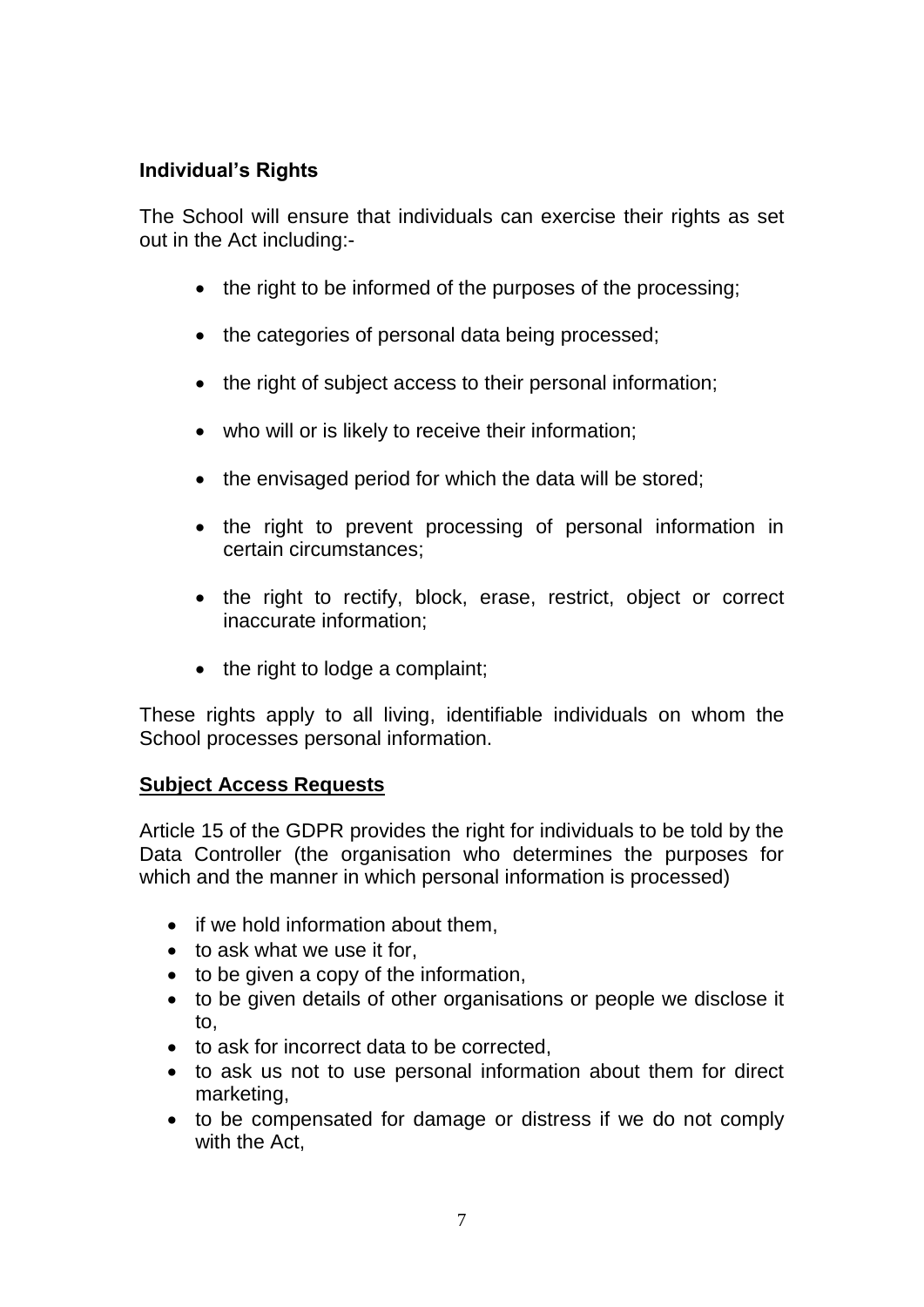**Individual's Rights**

The School will ensure that individuals can exercise their rights as set out in the Act including:-

- the right to be informed of the purposes of the processing;
- the categories of personal data being processed;
- the right of subject access to their personal information;
- who will or is likely to receive their information;
- the envisaged period for which the data will be stored;
- the right to prevent processing of personal information in certain circumstances;
- the right to rectify, block, erase, restrict, object or correct inaccurate information;
- the right to lodge a complaint;

These rights apply to all living, identifiable individuals on whom the School processes personal information.

**<u>Subject Access Requests</u>**

Article 15 of the GDPR provides the right for individuals to be told by the Data Controller (the organisation who determines the purposes for which and the manner in which personal information is processed)

- if we hold information about them,
- to ask what we use it for,
- to be given a copy of the information,
- to be given details of other organisations or people we disclose it to,
- to ask for incorrect data to be corrected,
- to ask us not to use personal information about them for direct marketing,
- to be compensated for damage or distress if we do not comply with the Act,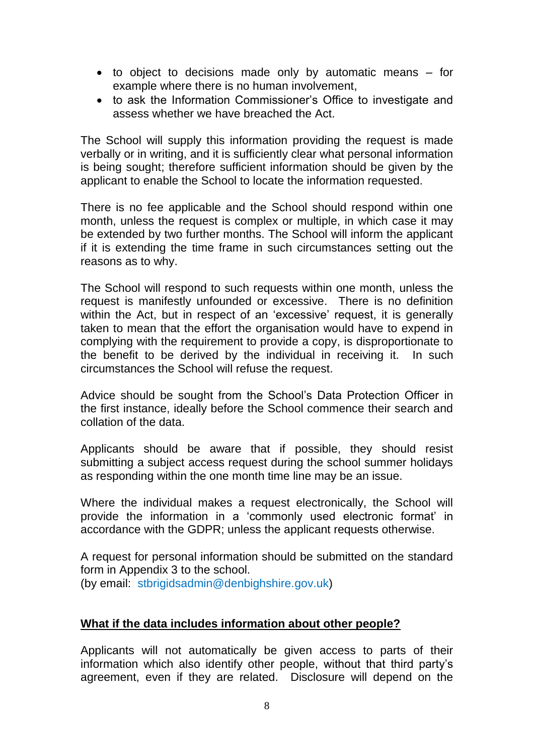- to object to decisions made only by automatic means – for example where there is no human involvement,
- to ask the Information Commissioner's Office to investigate and assess whether we have breached the Act.

The School will supply this information providing the request is made verbally or in writing, and it is sufficiently clear what personal information is being sought; therefore sufficient information should be given by the applicant to enable the School to locate the information requested.

There is no fee applicable and the School should respond within one month, unless the request is complex or multiple, in which case it may be extended by two further months. The School will inform the applicant if it is extending the time frame in such circumstances setting out the reasons as to why.

The School will respond to such requests within one month, unless the request is manifestly unfounded or excessive. There is no definition within the Act, but in respect of an 'excessive' request, it is generally taken to mean that the effort the organisation would have to expend in complying with the requirement to provide a copy, is disproportionate to the benefit to be derived by the individual in receiving it. In such circumstances the School will refuse the request.

Advice should be sought from the School's Data Protection Officer in the first instance, ideally before the School commence their search and collation of the data.

Applicants should be aware that if possible, they should resist submitting a subject access request during the school summer holidays as responding within the one month time line may be an issue.

Where the individual makes a request electronically, the School will provide the information in a 'commonly used electronic format' in accordance with the GDPR; unless the applicant requests otherwise.

A request for personal information should be submitted on the standard form in Appendix 3 to the school.
(by email: stbrigidsadmin@denbighshire.gov.uk)

**What if the data includes information about other people?**

Applicants will not automatically be given access to parts of their information which also identify other people, without that third party's agreement, even if they are related. Disclosure will depend on the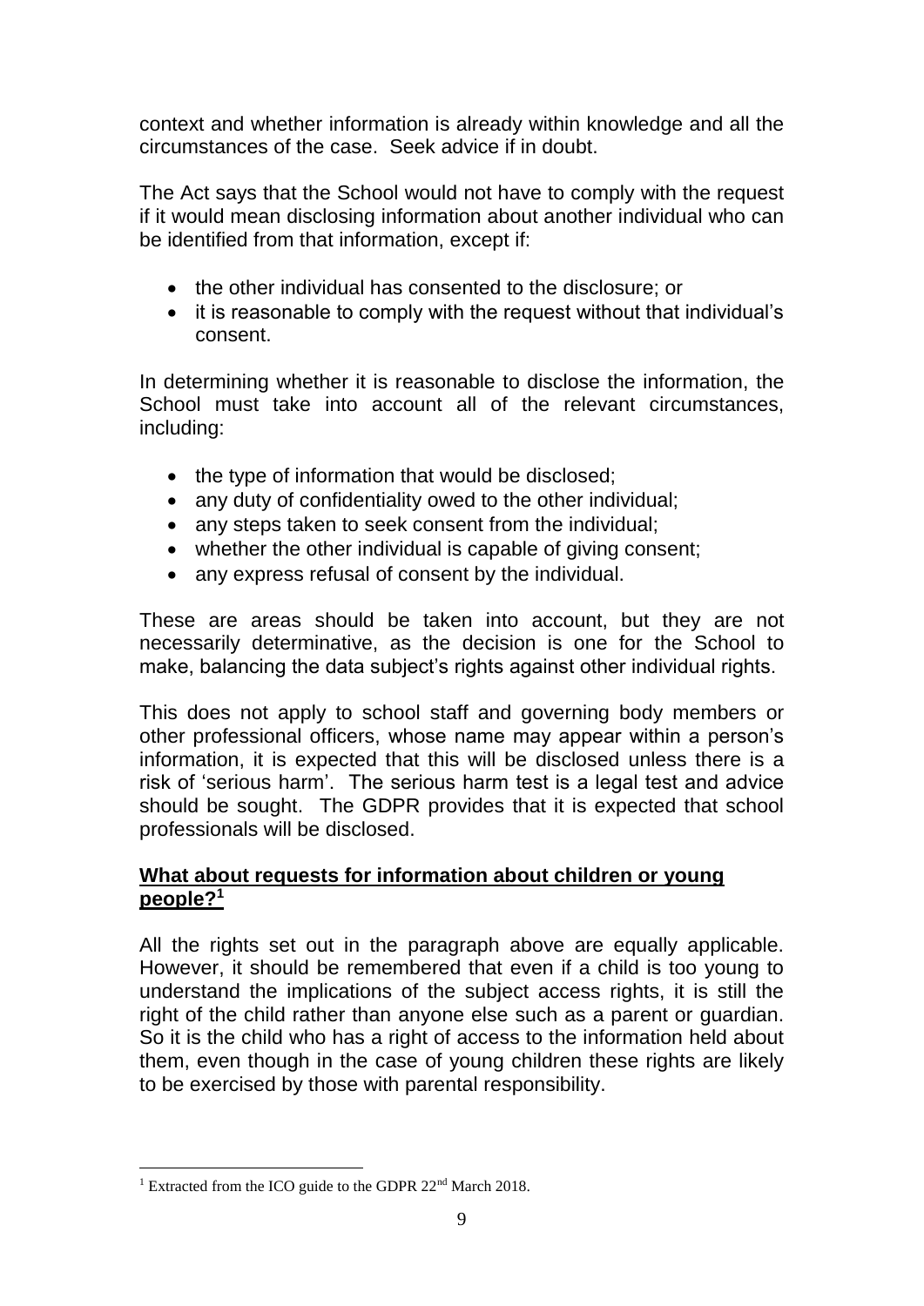context and whether information is already within knowledge and all the circumstances of the case. Seek advice if in doubt.

The Act says that the School would not have to comply with the request if it would mean disclosing information about another individual who can be identified from that information, except if:

- the other individual has consented to the disclosure; or
- it is reasonable to comply with the request without that individual's consent.

In determining whether it is reasonable to disclose the information, the School must take into account all of the relevant circumstances, including:

- the type of information that would be disclosed;
- any duty of confidentiality owed to the other individual;
- any steps taken to seek consent from the individual;
- whether the other individual is capable of giving consent;
- any express refusal of consent by the individual.

These are areas should be taken into account, but they are not necessarily determinative, as the decision is one for the School to make, balancing the data subject's rights against other individual rights.

This does not apply to school staff and governing body members or other professional officers, whose name may appear within a person's information, it is expected that this will be disclosed unless there is a risk of 'serious harm'. The serious harm test is a legal test and advice should be sought. The GDPR provides that it is expected that school professionals will be disclosed.

**<u>What about requests for information about children or young people?[1]</u>**

All the rights set out in the paragraph above are equally applicable. However, it should be remembered that even if a child is too young to understand the implications of the subject access rights, it is still the right of the child rather than anyone else such as a parent or guardian. So it is the child who has a right of access to the information held about them, even though in the case of young children these rights are likely to be exercised by those with parental responsibility.

---

[1] Extracted from the ICO guide to the GDPR 22nd March 2018.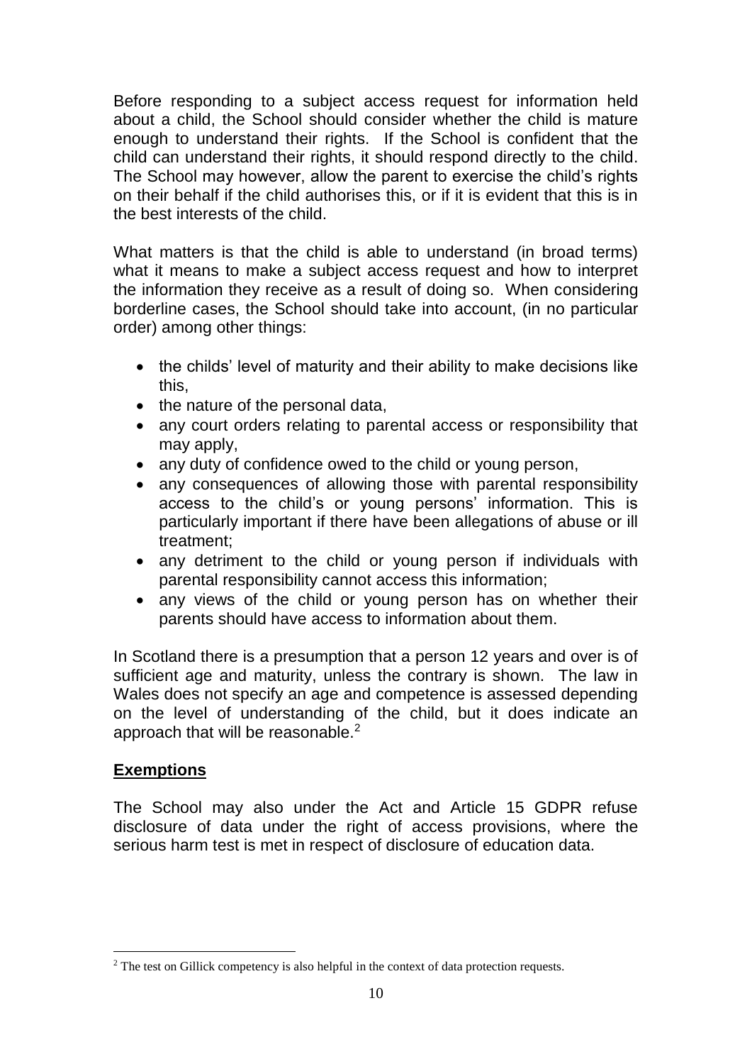Before responding to a subject access request for information held about a child, the School should consider whether the child is mature enough to understand their rights. If the School is confident that the child can understand their rights, it should respond directly to the child. The School may however, allow the parent to exercise the child's rights on their behalf if the child authorises this, or if it is evident that this is in the best interests of the child.

What matters is that the child is able to understand (in broad terms) what it means to make a subject access request and how to interpret the information they receive as a result of doing so. When considering borderline cases, the School should take into account, (in no particular order) among other things:

- the childs' level of maturity and their ability to make decisions like this,
- the nature of the personal data,
- any court orders relating to parental access or responsibility that may apply,
- any duty of confidence owed to the child or young person,
- any consequences of allowing those with parental responsibility access to the child's or young persons' information. This is particularly important if there have been allegations of abuse or ill treatment;
- any detriment to the child or young person if individuals with parental responsibility cannot access this information;
- any views of the child or young person has on whether their parents should have access to information about them.

In Scotland there is a presumption that a person 12 years and over is of sufficient age and maturity, unless the contrary is shown. The law in Wales does not specify an age and competence is assessed depending on the level of understanding of the child, but it does indicate an approach that will be reasonable.[2]

## Exemptions

The School may also under the Act and Article 15 GDPR refuse disclosure of data under the right of access provisions, where the serious harm test is met in respect of disclosure of education data.

[2] The test on Gillick competency is also helpful in the context of data protection requests.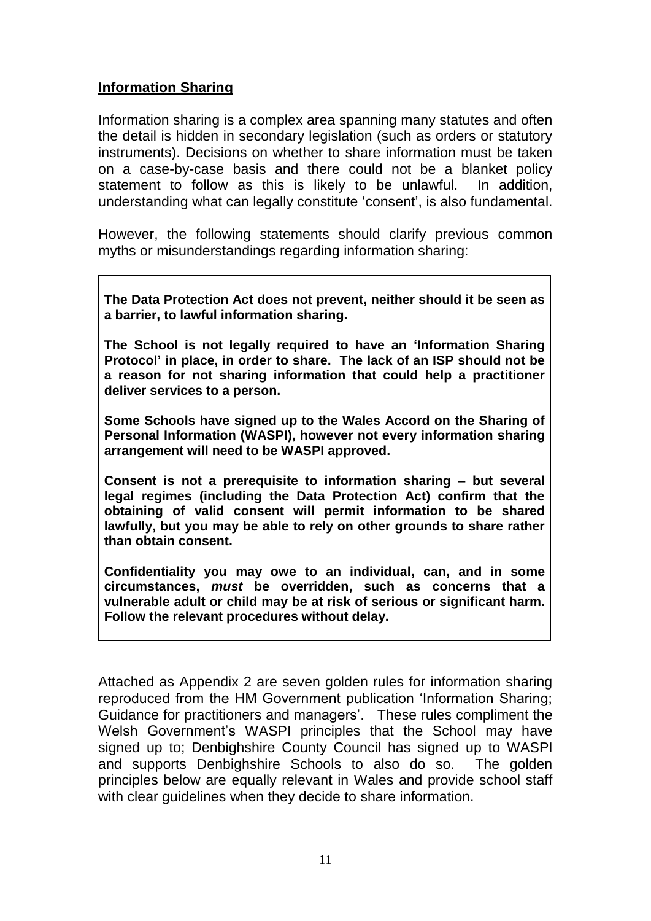## Information Sharing

Information sharing is a complex area spanning many statutes and often the detail is hidden in secondary legislation (such as orders or statutory instruments). Decisions on whether to share information must be taken on a case-by-case basis and there could not be a blanket policy statement to follow as this is likely to be unlawful. In addition, understanding what can legally constitute 'consent', is also fundamental.

However, the following statements should clarify previous common myths or misunderstandings regarding information sharing:

**The Data Protection Act does not prevent, neither should it be seen as a barrier, to lawful information sharing.**

**The School is not legally required to have an 'Information Sharing Protocol' in place, in order to share. The lack of an ISP should not be a reason for not sharing information that could help a practitioner deliver services to a person.**

**Some Schools have signed up to the Wales Accord on the Sharing of Personal Information (WASPI), however not every information sharing arrangement will need to be WASPI approved.**

**Consent is not a prerequisite to information sharing – but several legal regimes (including the Data Protection Act) confirm that the obtaining of valid consent will permit information to be shared lawfully, but you may be able to rely on other grounds to share rather than obtain consent.**

**Confidentiality you may owe to an individual, can, and in some circumstances, *must* be overridden, such as concerns that a vulnerable adult or child may be at risk of serious or significant harm. Follow the relevant procedures without delay.**

Attached as Appendix 2 are seven golden rules for information sharing reproduced from the HM Government publication 'Information Sharing; Guidance for practitioners and managers'. These rules compliment the Welsh Government's WASPI principles that the School may have signed up to; Denbighshire County Council has signed up to WASPI and supports Denbighshire Schools to also do so. The golden principles below are equally relevant in Wales and provide school staff with clear guidelines when they decide to share information.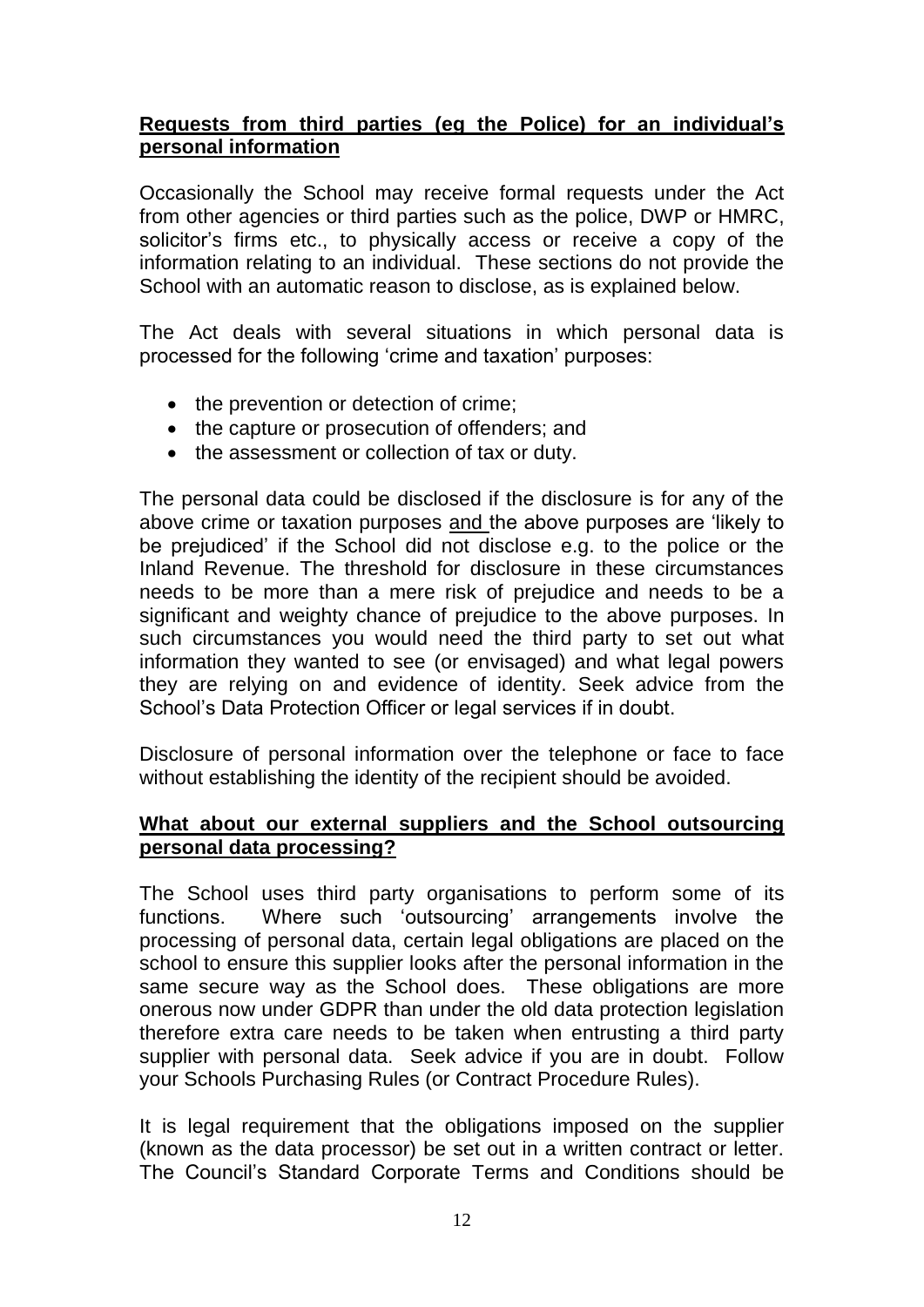**Requests from third parties (eg the Police) for an individual's personal information**

Occasionally the School may receive formal requests under the Act from other agencies or third parties such as the police, DWP or HMRC, solicitor's firms etc., to physically access or receive a copy of the information relating to an individual. These sections do not provide the School with an automatic reason to disclose, as is explained below.

The Act deals with several situations in which personal data is processed for the following 'crime and taxation' purposes:

- the prevention or detection of crime;
- the capture or prosecution of offenders; and
- the assessment or collection of tax or duty.

The personal data could be disclosed if the disclosure is for any of the above crime or taxation purposes and the above purposes are 'likely to be prejudiced' if the School did not disclose e.g. to the police or the Inland Revenue. The threshold for disclosure in these circumstances needs to be more than a mere risk of prejudice and needs to be a significant and weighty chance of prejudice to the above purposes. In such circumstances you would need the third party to set out what information they wanted to see (or envisaged) and what legal powers they are relying on and evidence of identity. Seek advice from the School's Data Protection Officer or legal services if in doubt.

Disclosure of personal information over the telephone or face to face without establishing the identity of the recipient should be avoided.

**What about our external suppliers and the School outsourcing personal data processing?**

The School uses third party organisations to perform some of its functions. Where such 'outsourcing' arrangements involve the processing of personal data, certain legal obligations are placed on the school to ensure this supplier looks after the personal information in the same secure way as the School does. These obligations are more onerous now under GDPR than under the old data protection legislation therefore extra care needs to be taken when entrusting a third party supplier with personal data. Seek advice if you are in doubt. Follow your Schools Purchasing Rules (or Contract Procedure Rules).

It is legal requirement that the obligations imposed on the supplier (known as the data processor) be set out in a written contract or letter. The Council's Standard Corporate Terms and Conditions should be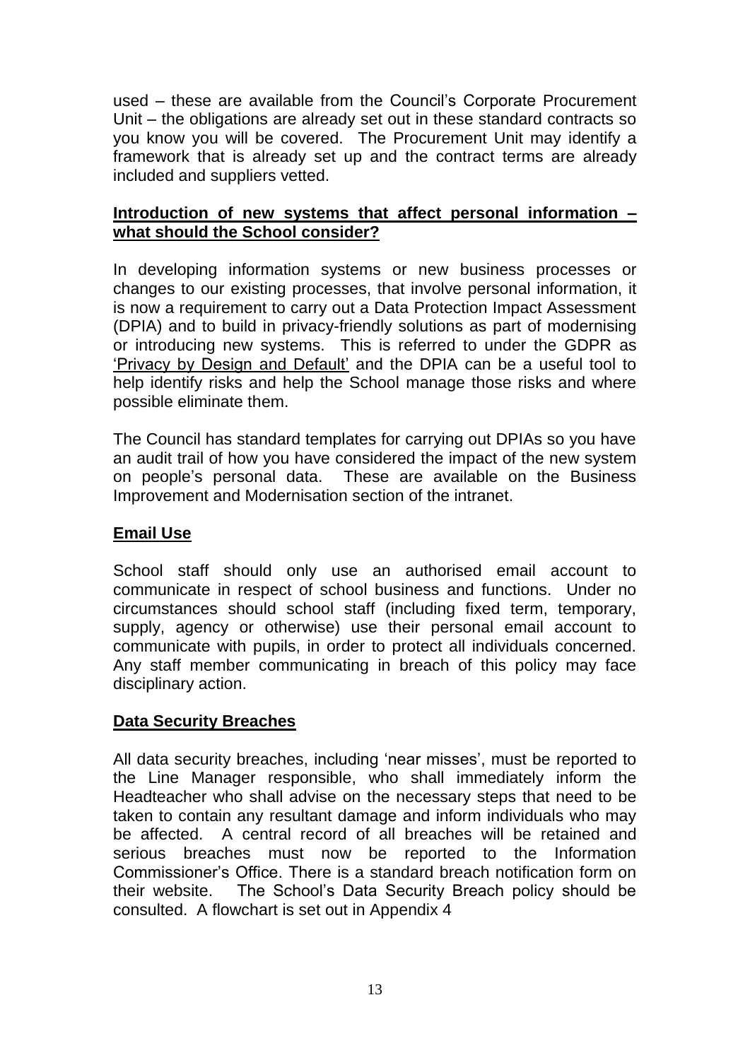used – these are available from the Council's Corporate Procurement Unit – the obligations are already set out in these standard contracts so you know you will be covered. The Procurement Unit may identify a framework that is already set up and the contract terms are already included and suppliers vetted.

## **Introduction of new systems that affect personal information – what should the School consider?**

In developing information systems or new business processes or changes to our existing processes, that involve personal information, it is now a requirement to carry out a Data Protection Impact Assessment (DPIA) and to build in privacy-friendly solutions as part of modernising or introducing new systems. This is referred to under the GDPR as 'Privacy by Design and Default' and the DPIA can be a useful tool to help identify risks and help the School manage those risks and where possible eliminate them.

The Council has standard templates for carrying out DPIAs so you have an audit trail of how you have considered the impact of the new system on people's personal data. These are available on the Business Improvement and Modernisation section of the intranet.

## **Email Use**

School staff should only use an authorised email account to communicate in respect of school business and functions. Under no circumstances should school staff (including fixed term, temporary, supply, agency or otherwise) use their personal email account to communicate with pupils, in order to protect all individuals concerned. Any staff member communicating in breach of this policy may face disciplinary action.

## **Data Security Breaches**

All data security breaches, including 'near misses', must be reported to the Line Manager responsible, who shall immediately inform the Headteacher who shall advise on the necessary steps that need to be taken to contain any resultant damage and inform individuals who may be affected. A central record of all breaches will be retained and serious breaches must now be reported to the Information Commissioner's Office. There is a standard breach notification form on their website. The School's Data Security Breach policy should be consulted. A flowchart is set out in Appendix 4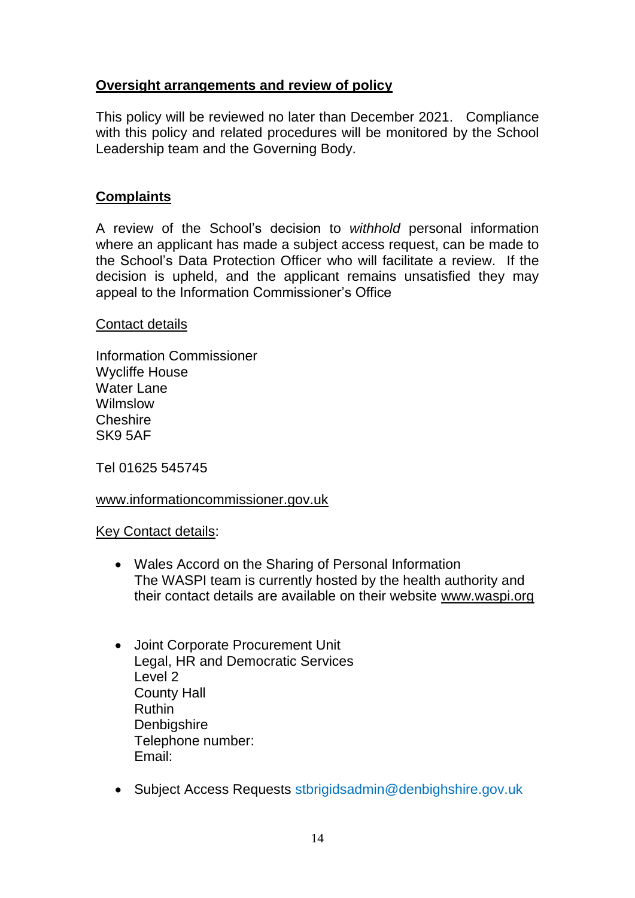## Oversight arrangements and review of policy

This policy will be reviewed no later than December 2021. Compliance with this policy and related procedures will be monitored by the School Leadership team and the Governing Body.

## Complaints

A review of the School's decision to *withhold* personal information where an applicant has made a subject access request, can be made to the School's Data Protection Officer who will facilitate a review. If the decision is upheld, and the applicant remains unsatisfied they may appeal to the Information Commissioner's Office

Contact details

Information Commissioner
Wycliffe House
Water Lane
Wilmslow
Cheshire
SK9 5AF

Tel 01625 545745

www.informationcommissioner.gov.uk

Key Contact details:

- Wales Accord on the Sharing of Personal Information
  The WASPI team is currently hosted by the health authority and their contact details are available on their website www.waspi.org

- Joint Corporate Procurement Unit
  Legal, HR and Democratic Services
  Level 2
  County Hall
  Ruthin
  Denbighshire
  Telephone number:
  Email:

- Subject Access Requests stbrigidsadmin@denbighshire.gov.uk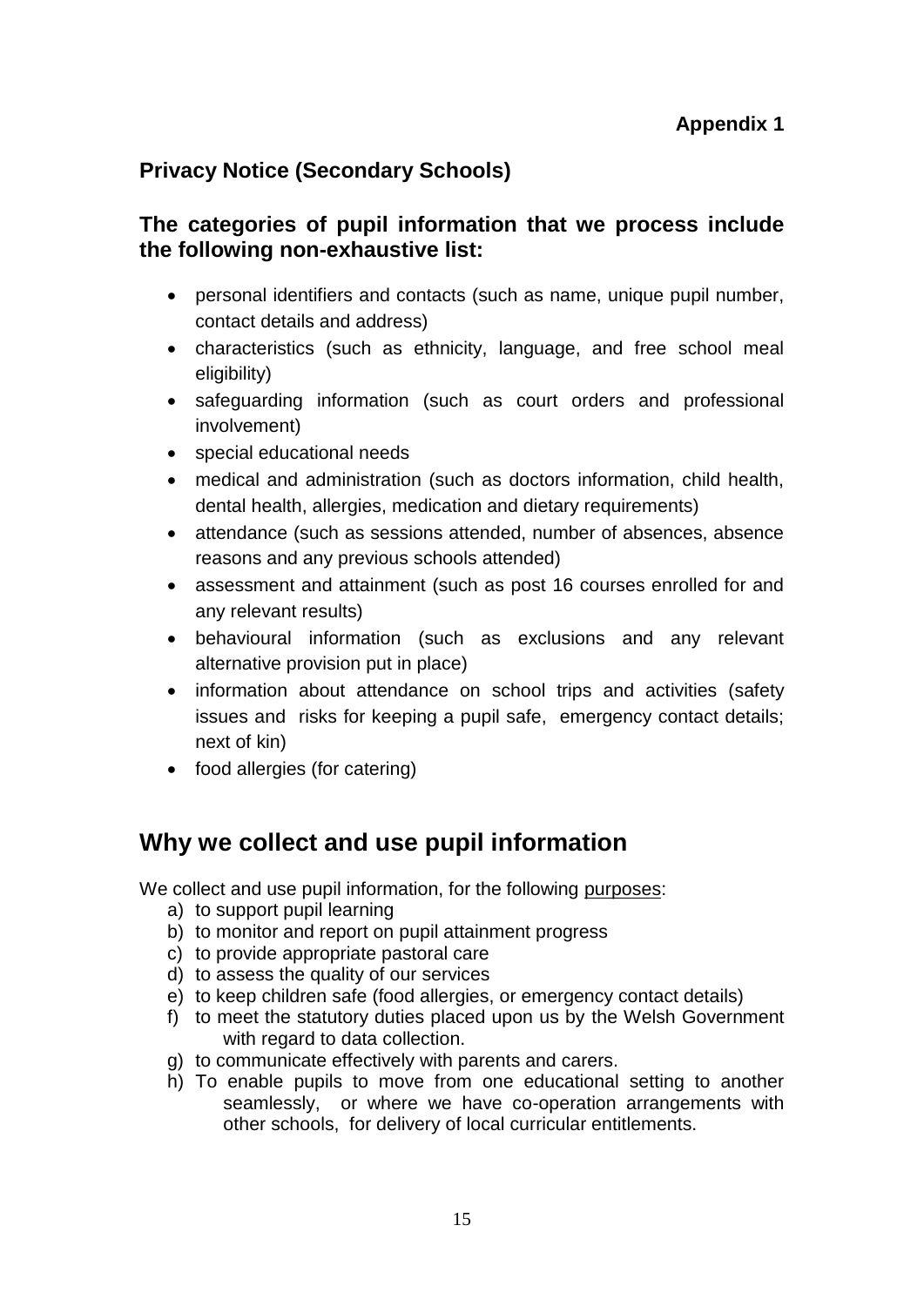**Appendix 1**

### Privacy Notice (Secondary Schools)

### The categories of pupil information that we process include the following non-exhaustive list:

- personal identifiers and contacts (such as name, unique pupil number, contact details and address)
- characteristics (such as ethnicity, language, and free school meal eligibility)
- safeguarding information (such as court orders and professional involvement)
- special educational needs
- medical and administration (such as doctors information, child health, dental health, allergies, medication and dietary requirements)
- attendance (such as sessions attended, number of absences, absence reasons and any previous schools attended)
- assessment and attainment (such as post 16 courses enrolled for and any relevant results)
- behavioural information (such as exclusions and any relevant alternative provision put in place)
- information about attendance on school trips and activities (safety issues and risks for keeping a pupil safe, emergency contact details; next of kin)
- food allergies (for catering)

## Why we collect and use pupil information

We collect and use pupil information, for the following purposes:

a) to support pupil learning
b) to monitor and report on pupil attainment progress
c) to provide appropriate pastoral care
d) to assess the quality of our services
e) to keep children safe (food allergies, or emergency contact details)
f) to meet the statutory duties placed upon us by the Welsh Government with regard to data collection.
g) to communicate effectively with parents and carers.
h) To enable pupils to move from one educational setting to another seamlessly, or where we have co-operation arrangements with other schools, for delivery of local curricular entitlements.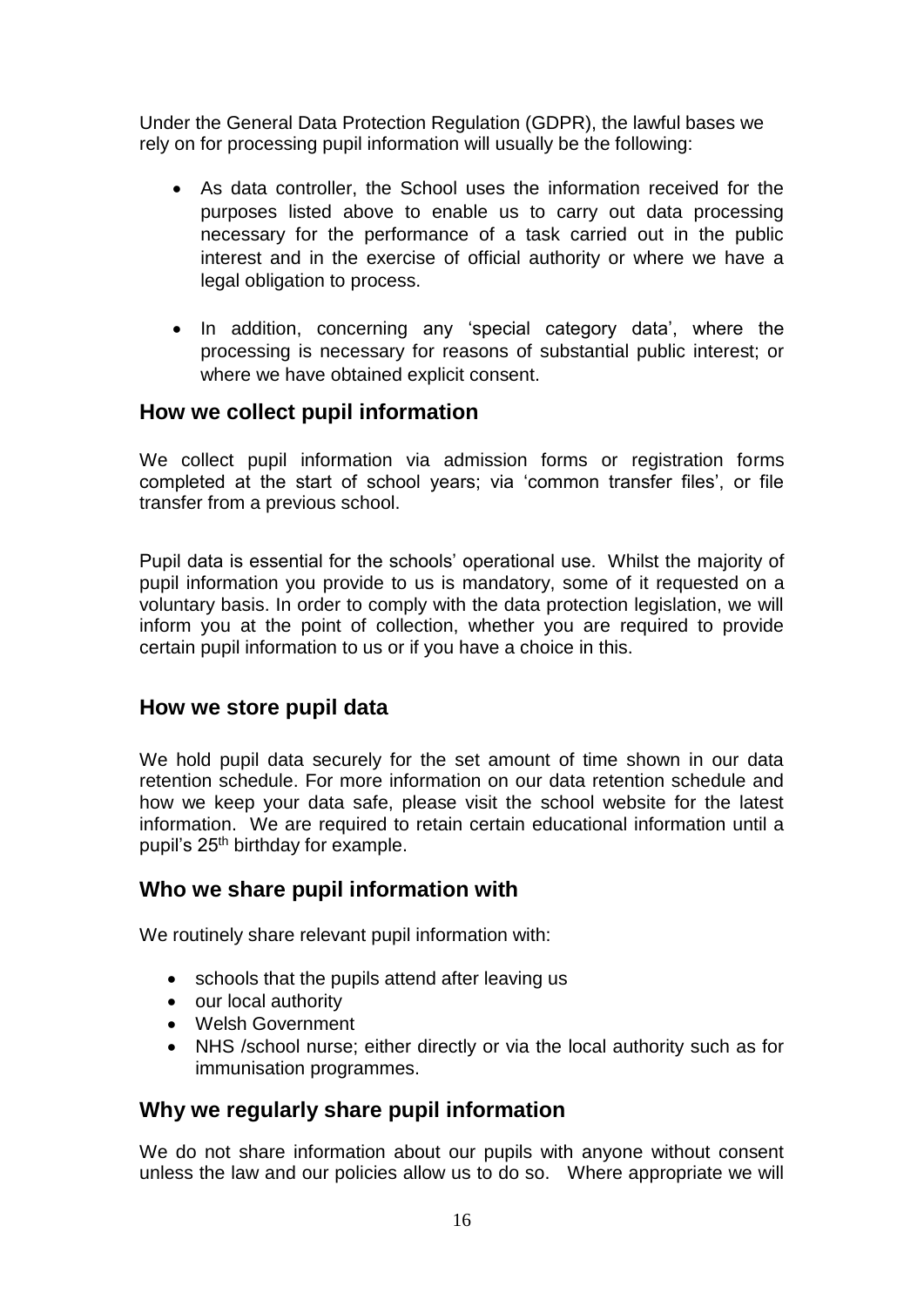Under the General Data Protection Regulation (GDPR), the lawful bases we rely on for processing pupil information will usually be the following:

- As data controller, the School uses the information received for the purposes listed above to enable us to carry out data processing necessary for the performance of a task carried out in the public interest and in the exercise of official authority or where we have a legal obligation to process.
- In addition, concerning any 'special category data', where the processing is necessary for reasons of substantial public interest; or where we have obtained explicit consent.

## How we collect pupil information

We collect pupil information via admission forms or registration forms completed at the start of school years; via 'common transfer files', or file transfer from a previous school.

Pupil data is essential for the schools' operational use. Whilst the majority of pupil information you provide to us is mandatory, some of it requested on a voluntary basis. In order to comply with the data protection legislation, we will inform you at the point of collection, whether you are required to provide certain pupil information to us or if you have a choice in this.

## How we store pupil data

We hold pupil data securely for the set amount of time shown in our data retention schedule. For more information on our data retention schedule and how we keep your data safe, please visit the school website for the latest information. We are required to retain certain educational information until a pupil's 25th birthday for example.

## Who we share pupil information with

We routinely share relevant pupil information with:

- schools that the pupils attend after leaving us
- our local authority
- Welsh Government
- NHS /school nurse; either directly or via the local authority such as for immunisation programmes.

## Why we regularly share pupil information

We do not share information about our pupils with anyone without consent unless the law and our policies allow us to do so. Where appropriate we will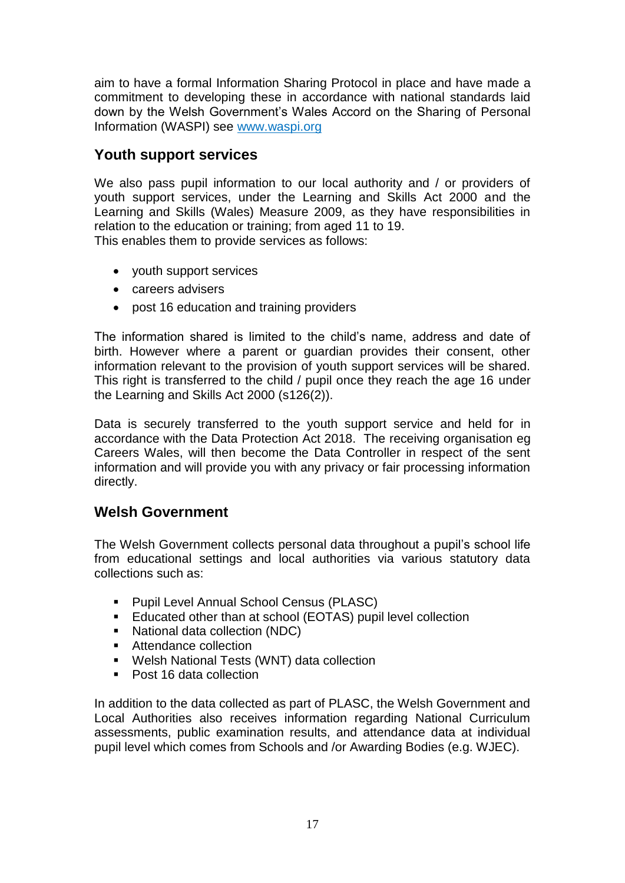aim to have a formal Information Sharing Protocol in place and have made a commitment to developing these in accordance with national standards laid down by the Welsh Government's Wales Accord on the Sharing of Personal Information (WASPI) see [www.waspi.org](http://www.waspi.org)

## Youth support services

We also pass pupil information to our local authority and / or providers of youth support services, under the Learning and Skills Act 2000 and the Learning and Skills (Wales) Measure 2009, as they have responsibilities in relation to the education or training; from aged 11 to 19.
This enables them to provide services as follows:

- youth support services
- careers advisers
- post 16 education and training providers

The information shared is limited to the child's name, address and date of birth. However where a parent or guardian provides their consent, other information relevant to the provision of youth support services will be shared. This right is transferred to the child / pupil once they reach the age 16 under the Learning and Skills Act 2000 (s126(2)).

Data is securely transferred to the youth support service and held for in accordance with the Data Protection Act 2018. The receiving organisation eg Careers Wales, will then become the Data Controller in respect of the sent information and will provide you with any privacy or fair processing information directly.

## Welsh Government

The Welsh Government collects personal data throughout a pupil's school life from educational settings and local authorities via various statutory data collections such as:

- Pupil Level Annual School Census (PLASC)
- Educated other than at school (EOTAS) pupil level collection
- National data collection (NDC)
- Attendance collection
- Welsh National Tests (WNT) data collection
- Post 16 data collection

In addition to the data collected as part of PLASC, the Welsh Government and Local Authorities also receives information regarding National Curriculum assessments, public examination results, and attendance data at individual pupil level which comes from Schools and /or Awarding Bodies (e.g. WJEC).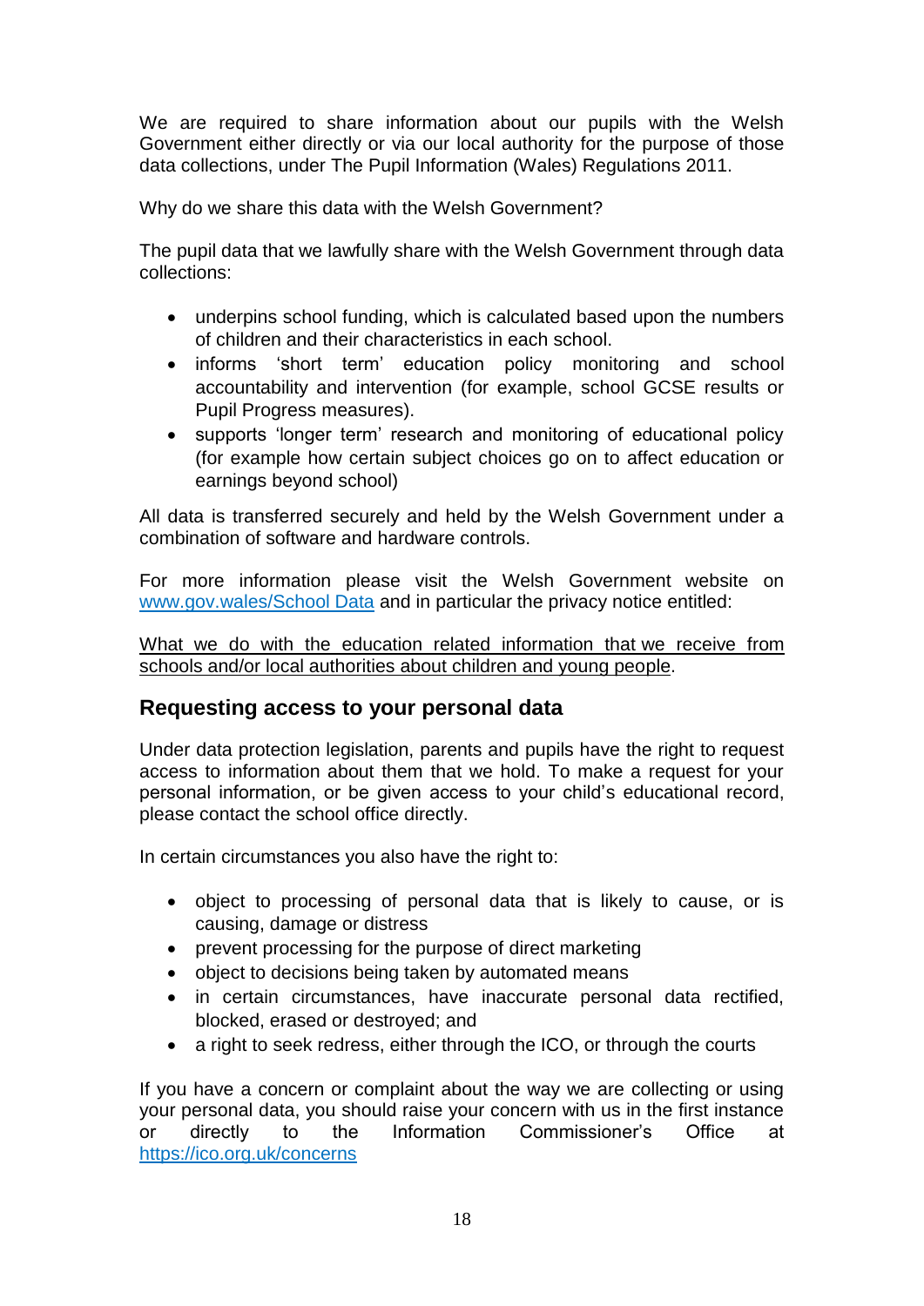We are required to share information about our pupils with the Welsh Government either directly or via our local authority for the purpose of those data collections, under The Pupil Information (Wales) Regulations 2011.

Why do we share this data with the Welsh Government?

The pupil data that we lawfully share with the Welsh Government through data collections:

- underpins school funding, which is calculated based upon the numbers of children and their characteristics in each school.
- informs 'short term' education policy monitoring and school accountability and intervention (for example, school GCSE results or Pupil Progress measures).
- supports 'longer term' research and monitoring of educational policy (for example how certain subject choices go on to affect education or earnings beyond school)

All data is transferred securely and held by the Welsh Government under a combination of software and hardware controls.

For more information please visit the Welsh Government website on [www.gov.wales/School Data](www.gov.wales/School Data) and in particular the privacy notice entitled:

What we do with the education related information that we receive from schools and/or local authorities about children and young people.

## Requesting access to your personal data

Under data protection legislation, parents and pupils have the right to request access to information about them that we hold. To make a request for your personal information, or be given access to your child's educational record, please contact the school office directly.

In certain circumstances you also have the right to:

- object to processing of personal data that is likely to cause, or is causing, damage or distress
- prevent processing for the purpose of direct marketing
- object to decisions being taken by automated means
- in certain circumstances, have inaccurate personal data rectified, blocked, erased or destroyed; and
- a right to seek redress, either through the ICO, or through the courts

If you have a concern or complaint about the way we are collecting or using your personal data, you should raise your concern with us in the first instance or directly to the Information Commissioner's Office at [https://ico.org.uk/concerns](https://ico.org.uk/concerns)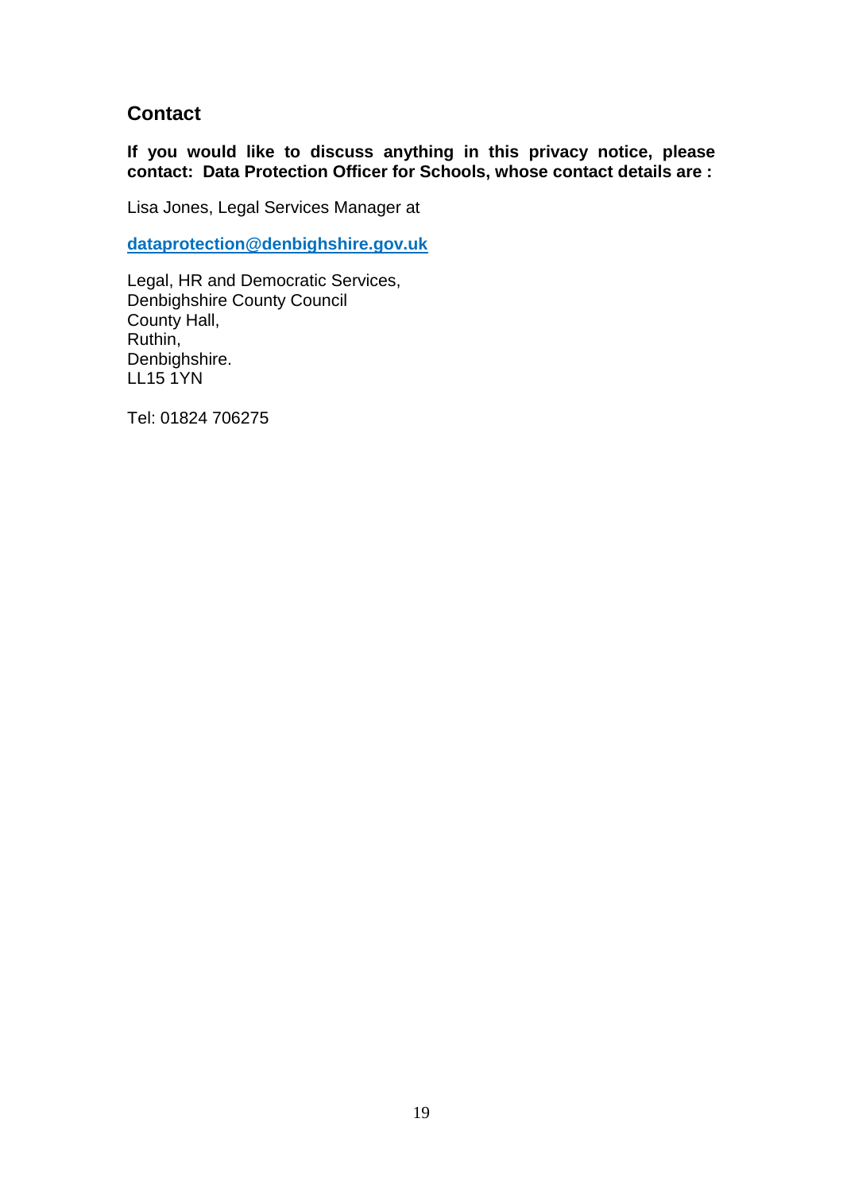## Contact

**If you would like to discuss anything in this privacy notice, please contact: Data Protection Officer for Schools, whose contact details are :**

Lisa Jones, Legal Services Manager at

**dataprotection@denbighshire.gov.uk**

Legal, HR and Democratic Services,
Denbighshire County Council
County Hall,
Ruthin,
Denbighshire.
LL15 1YN

Tel: 01824 706275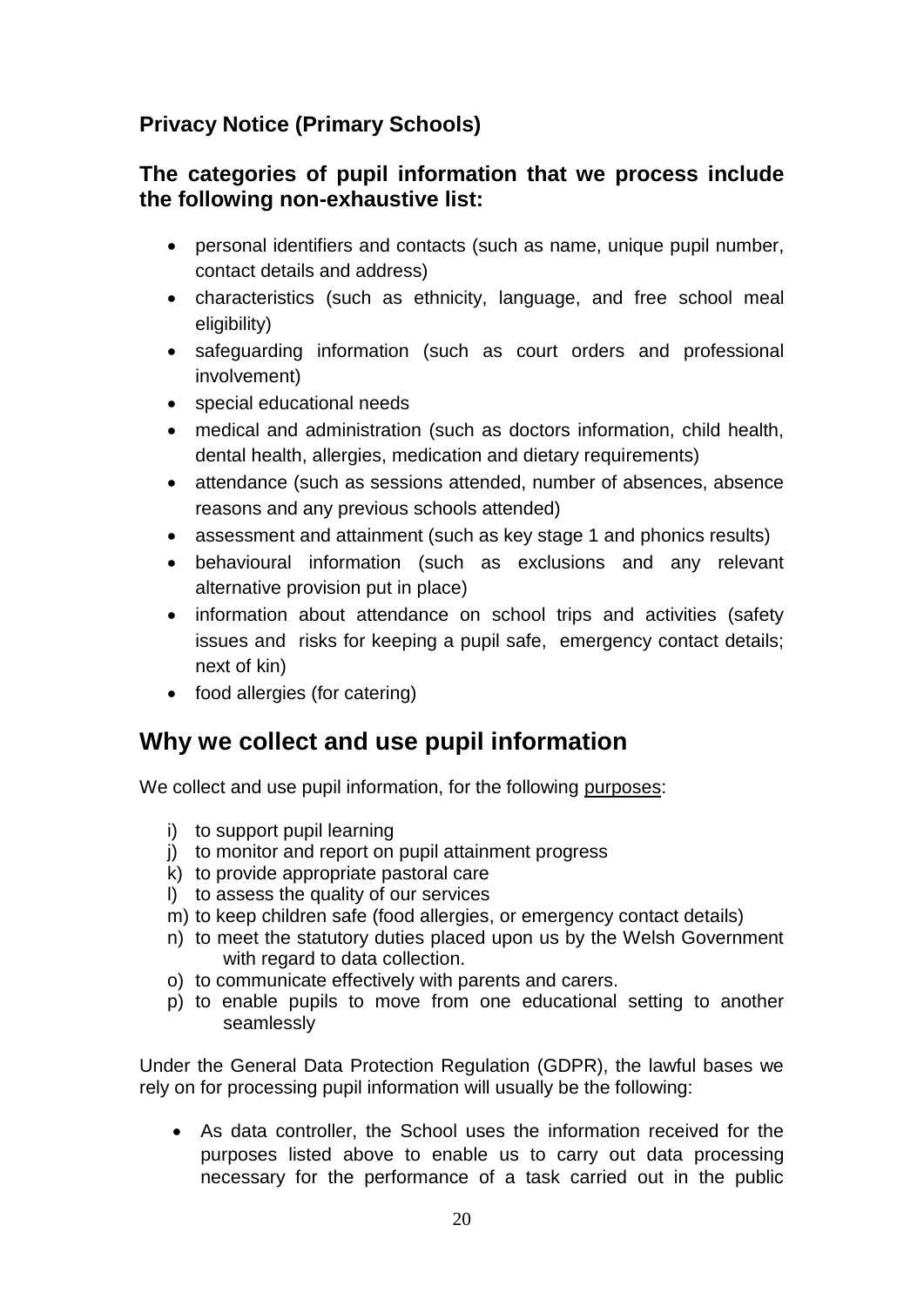### Privacy Notice (Primary Schools)

### The categories of pupil information that we process include the following non-exhaustive list:

- personal identifiers and contacts (such as name, unique pupil number, contact details and address)
- characteristics (such as ethnicity, language, and free school meal eligibility)
- safeguarding information (such as court orders and professional involvement)
- special educational needs
- medical and administration (such as doctors information, child health, dental health, allergies, medication and dietary requirements)
- attendance (such as sessions attended, number of absences, absence reasons and any previous schools attended)
- assessment and attainment (such as key stage 1 and phonics results)
- behavioural information (such as exclusions and any relevant alternative provision put in place)
- information about attendance on school trips and activities (safety issues and risks for keeping a pupil safe, emergency contact details; next of kin)
- food allergies (for catering)

## Why we collect and use pupil information

We collect and use pupil information, for the following purposes:

i) to support pupil learning
j) to monitor and report on pupil attainment progress
k) to provide appropriate pastoral care
l) to assess the quality of our services
m) to keep children safe (food allergies, or emergency contact details)
n) to meet the statutory duties placed upon us by the Welsh Government with regard to data collection.
o) to communicate effectively with parents and carers.
p) to enable pupils to move from one educational setting to another seamlessly

Under the General Data Protection Regulation (GDPR), the lawful bases we rely on for processing pupil information will usually be the following:

- As data controller, the School uses the information received for the purposes listed above to enable us to carry out data processing necessary for the performance of a task carried out in the public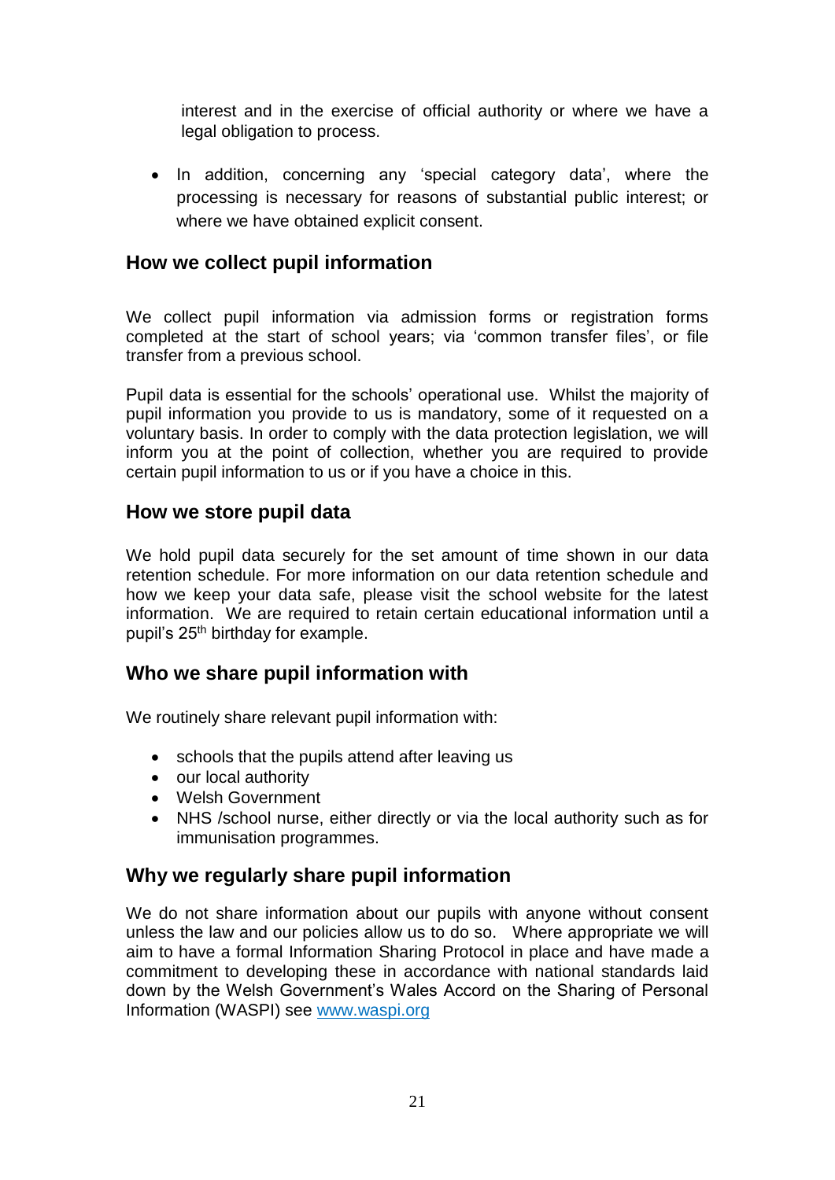interest and in the exercise of official authority or where we have a legal obligation to process.

- In addition, concerning any 'special category data', where the processing is necessary for reasons of substantial public interest; or where we have obtained explicit consent.

## How we collect pupil information

We collect pupil information via admission forms or registration forms completed at the start of school years; via 'common transfer files', or file transfer from a previous school.

Pupil data is essential for the schools' operational use. Whilst the majority of pupil information you provide to us is mandatory, some of it requested on a voluntary basis. In order to comply with the data protection legislation, we will inform you at the point of collection, whether you are required to provide certain pupil information to us or if you have a choice in this.

## How we store pupil data

We hold pupil data securely for the set amount of time shown in our data retention schedule. For more information on our data retention schedule and how we keep your data safe, please visit the school website for the latest information. We are required to retain certain educational information until a pupil's 25th birthday for example.

## Who we share pupil information with

We routinely share relevant pupil information with:

- schools that the pupils attend after leaving us
- our local authority
- Welsh Government
- NHS /school nurse, either directly or via the local authority such as for immunisation programmes.

## Why we regularly share pupil information

We do not share information about our pupils with anyone without consent unless the law and our policies allow us to do so. Where appropriate we will aim to have a formal Information Sharing Protocol in place and have made a commitment to developing these in accordance with national standards laid down by the Welsh Government's Wales Accord on the Sharing of Personal Information (WASPI) see [www.waspi.org](http://www.waspi.org)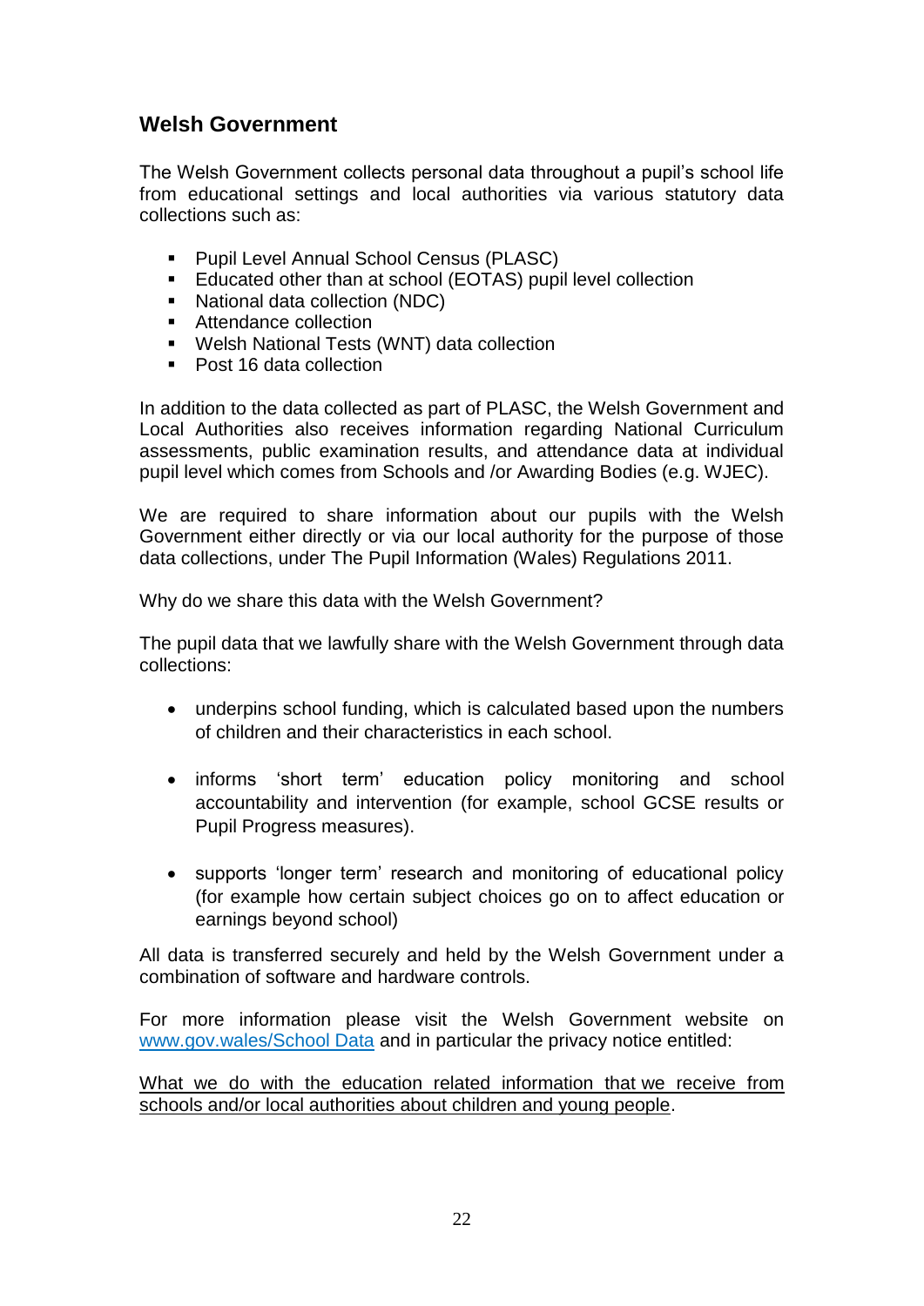## Welsh Government

The Welsh Government collects personal data throughout a pupil's school life from educational settings and local authorities via various statutory data collections such as:

- Pupil Level Annual School Census (PLASC)
- Educated other than at school (EOTAS) pupil level collection
- National data collection (NDC)
- Attendance collection
- Welsh National Tests (WNT) data collection
- Post 16 data collection

In addition to the data collected as part of PLASC, the Welsh Government and Local Authorities also receives information regarding National Curriculum assessments, public examination results, and attendance data at individual pupil level which comes from Schools and /or Awarding Bodies (e.g. WJEC).

We are required to share information about our pupils with the Welsh Government either directly or via our local authority for the purpose of those data collections, under The Pupil Information (Wales) Regulations 2011.

Why do we share this data with the Welsh Government?

The pupil data that we lawfully share with the Welsh Government through data collections:

- underpins school funding, which is calculated based upon the numbers of children and their characteristics in each school.
- informs 'short term' education policy monitoring and school accountability and intervention (for example, school GCSE results or Pupil Progress measures).
- supports 'longer term' research and monitoring of educational policy (for example how certain subject choices go on to affect education or earnings beyond school)

All data is transferred securely and held by the Welsh Government under a combination of software and hardware controls.

For more information please visit the Welsh Government website on www.gov.wales/School Data and in particular the privacy notice entitled:

What we do with the education related information that we receive from schools and/or local authorities about children and young people.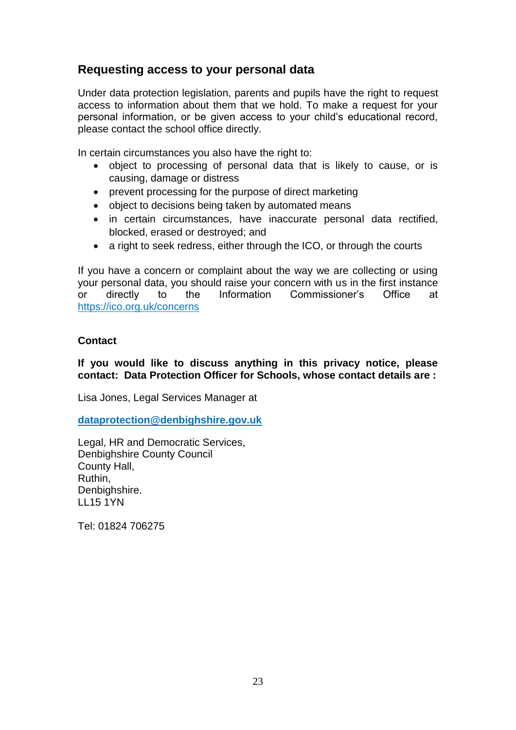## Requesting access to your personal data

Under data protection legislation, parents and pupils have the right to request access to information about them that we hold. To make a request for your personal information, or be given access to your child's educational record, please contact the school office directly.

In certain circumstances you also have the right to:

- object to processing of personal data that is likely to cause, or is causing, damage or distress
- prevent processing for the purpose of direct marketing
- object to decisions being taken by automated means
- in certain circumstances, have inaccurate personal data rectified, blocked, erased or destroyed; and
- a right to seek redress, either through the ICO, or through the courts

If you have a concern or complaint about the way we are collecting or using your personal data, you should raise your concern with us in the first instance or directly to the Information Commissioner's Office at https://ico.org.uk/concerns

**Contact**

**If you would like to discuss anything in this privacy notice, please contact: Data Protection Officer for Schools, whose contact details are :**

Lisa Jones, Legal Services Manager at

**dataprotection@denbighshire.gov.uk**

Legal, HR and Democratic Services,
Denbighshire County Council
County Hall,
Ruthin,
Denbighshire.
LL15 1YN

Tel: 01824 706275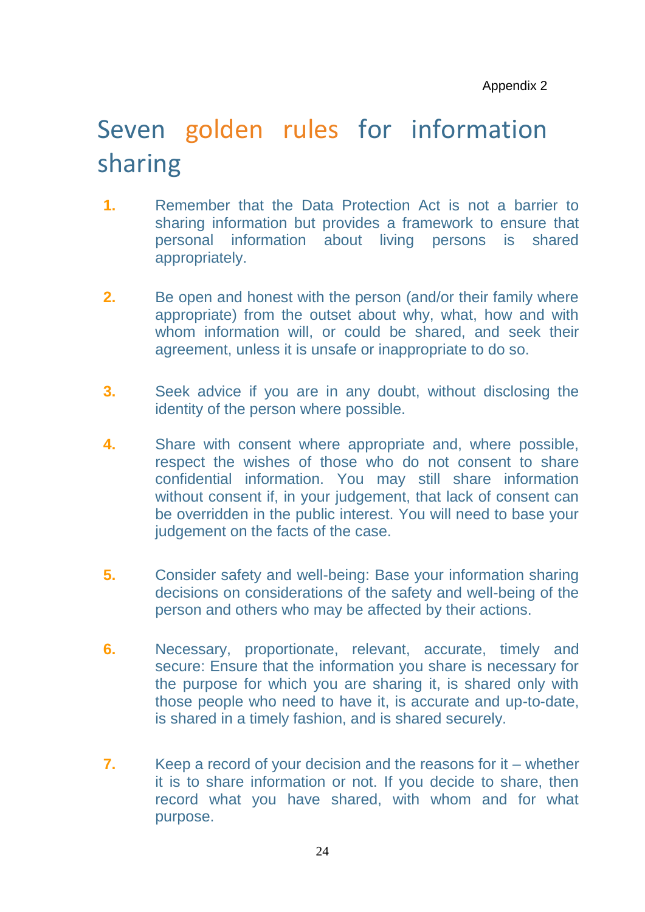Appendix 2

# Seven golden rules for information sharing

1. Remember that the Data Protection Act is not a barrier to sharing information but provides a framework to ensure that personal information about living persons is shared appropriately.

2. Be open and honest with the person (and/or their family where appropriate) from the outset about why, what, how and with whom information will, or could be shared, and seek their agreement, unless it is unsafe or inappropriate to do so.

3. Seek advice if you are in any doubt, without disclosing the identity of the person where possible.

4. Share with consent where appropriate and, where possible, respect the wishes of those who do not consent to share confidential information. You may still share information without consent if, in your judgement, that lack of consent can be overridden in the public interest. You will need to base your judgement on the facts of the case.

5. Consider safety and well-being: Base your information sharing decisions on considerations of the safety and well-being of the person and others who may be affected by their actions.

6. Necessary, proportionate, relevant, accurate, timely and secure: Ensure that the information you share is necessary for the purpose for which you are sharing it, is shared only with those people who need to have it, is accurate and up-to-date, is shared in a timely fashion, and is shared securely.

7. Keep a record of your decision and the reasons for it – whether it is to share information or not. If you decide to share, then record what you have shared, with whom and for what purpose.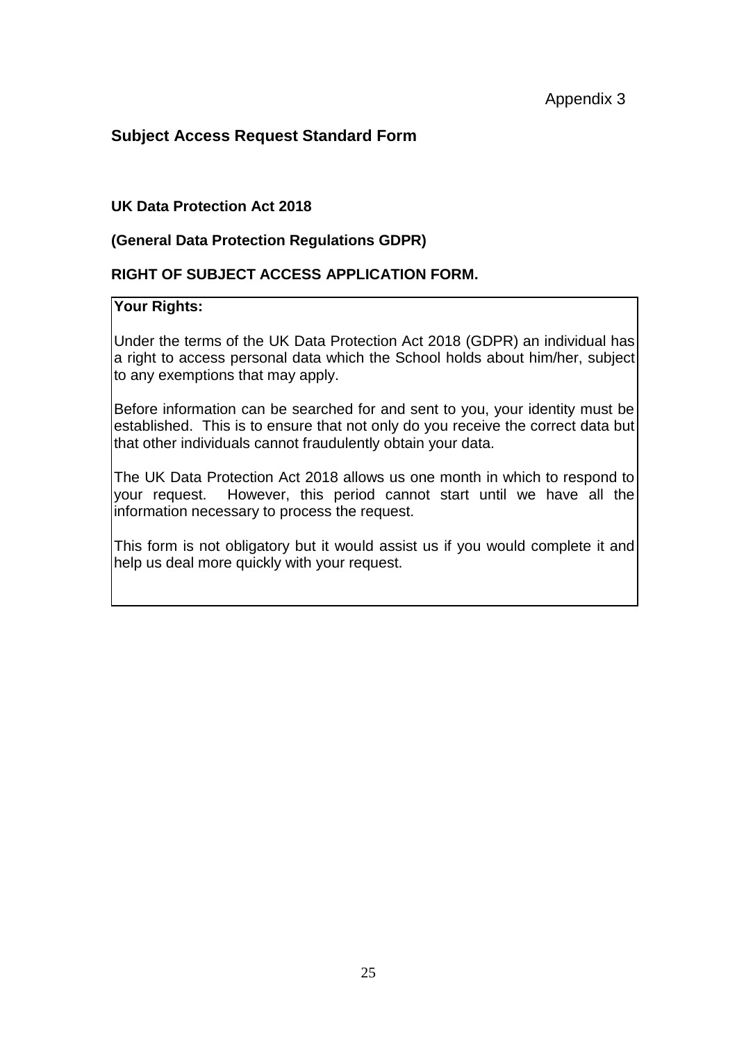Appendix 3

## Subject Access Request Standard Form

**UK Data Protection Act 2018**

**(General Data Protection Regulations GDPR)**

**RIGHT OF SUBJECT ACCESS APPLICATION FORM.**

**Your Rights:**

Under the terms of the UK Data Protection Act 2018 (GDPR) an individual has a right to access personal data which the School holds about him/her, subject to any exemptions that may apply.

Before information can be searched for and sent to you, your identity must be established. This is to ensure that not only do you receive the correct data but that other individuals cannot fraudulently obtain your data.

The UK Data Protection Act 2018 allows us one month in which to respond to your request. However, this period cannot start until we have all the information necessary to process the request.

This form is not obligatory but it would assist us if you would complete it and help us deal more quickly with your request.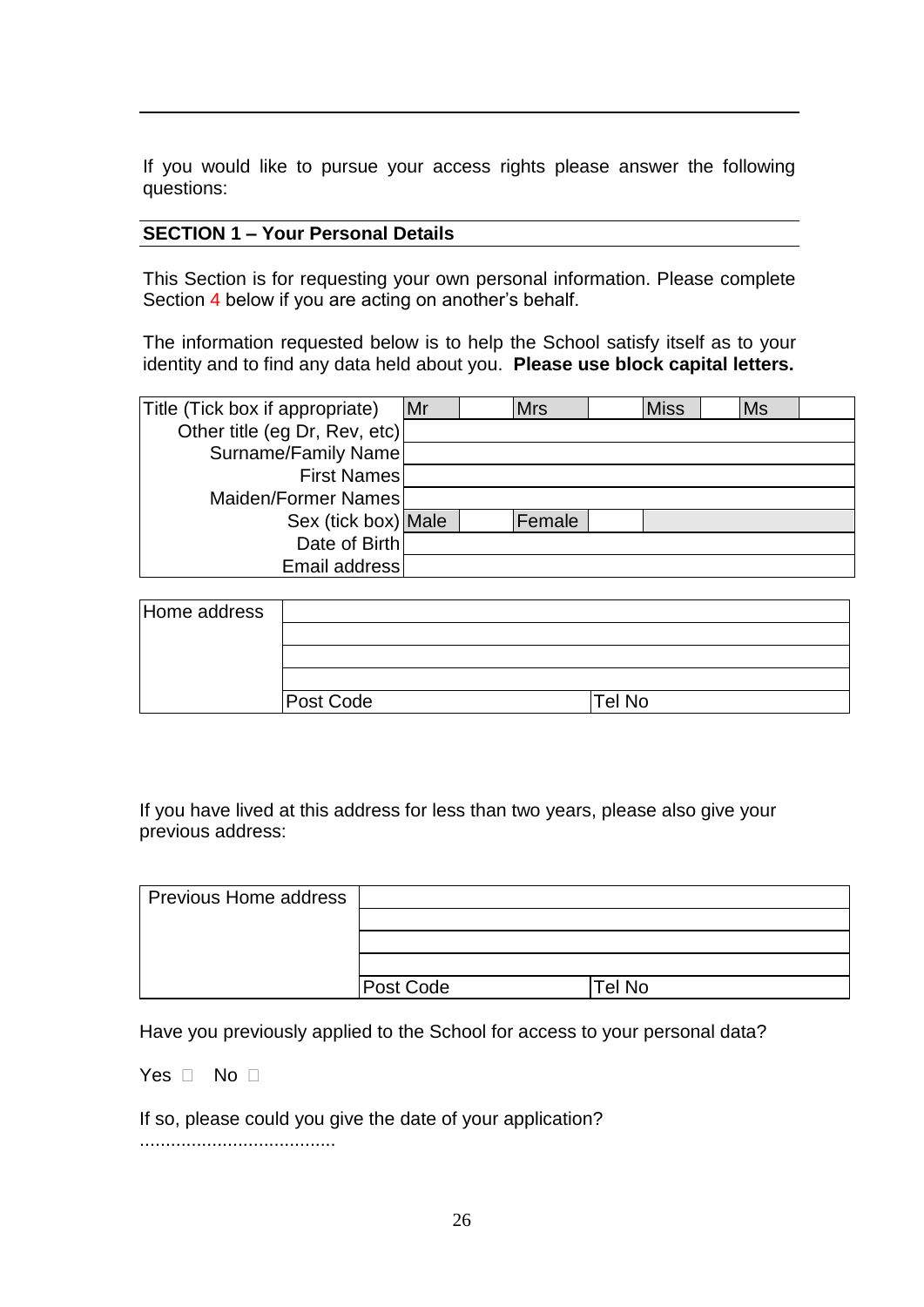If you would like to pursue your access rights please answer the following questions:

## SECTION 1 – Your Personal Details

This Section is for requesting your own personal information. Please complete Section 4 below if you are acting on another's behalf.

The information requested below is to help the School satisfy itself as to your identity and to find any data held about you. **Please use block capital letters.**

| Title (Tick box if appropriate) | Mr | | Mrs | | Miss | | Ms | |
|---|---|---|---|---|---|---|---|---|
| Other title (eg Dr, Rev, etc) | | | | | | | | |
| Surname/Family Name | | | | | | | | |
| First Names | | | | | | | | |
| Maiden/Former Names | | | | | | | | |
| Sex (tick box) | Male | | Female | | | | | |
| Date of Birth | | | | | | | | |
| Email address | | | | | | | | |

| Home address | | |
|---|---|---|
| | | |
| | | |
| | | |
| | Post Code | Tel No |

If you have lived at this address for less than two years, please also give your previous address:

| Previous Home address | | |
|---|---|---|
| | | |
| | | |
| | | |
| | Post Code | Tel No |

Have you previously applied to the School for access to your personal data?

Yes ☐ No ☐

If so, please could you give the date of your application?
......................................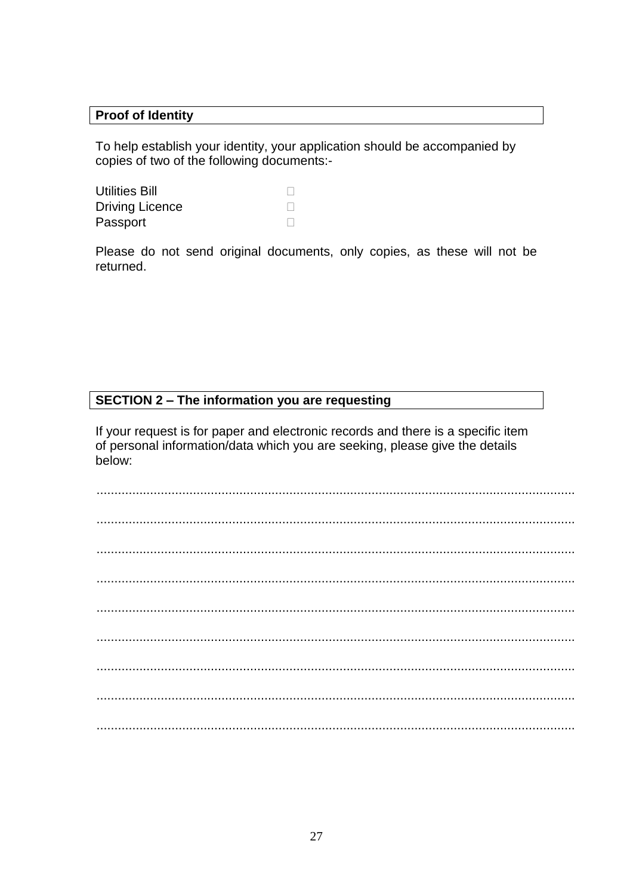**Proof of Identity**

To help establish your identity, your application should be accompanied by copies of two of the following documents:-

Utilities Bill ☐
Driving Licence ☐
Passport ☐

Please do not send original documents, only copies, as these will not be returned.

**SECTION 2 – The information you are requesting**

If your request is for paper and electronic records and there is a specific item of personal information/data which you are seeking, please give the details below:

....................................................................................................................................

....................................................................................................................................

....................................................................................................................................

....................................................................................................................................

....................................................................................................................................

....................................................................................................................................

....................................................................................................................................

....................................................................................................................................

....................................................................................................................................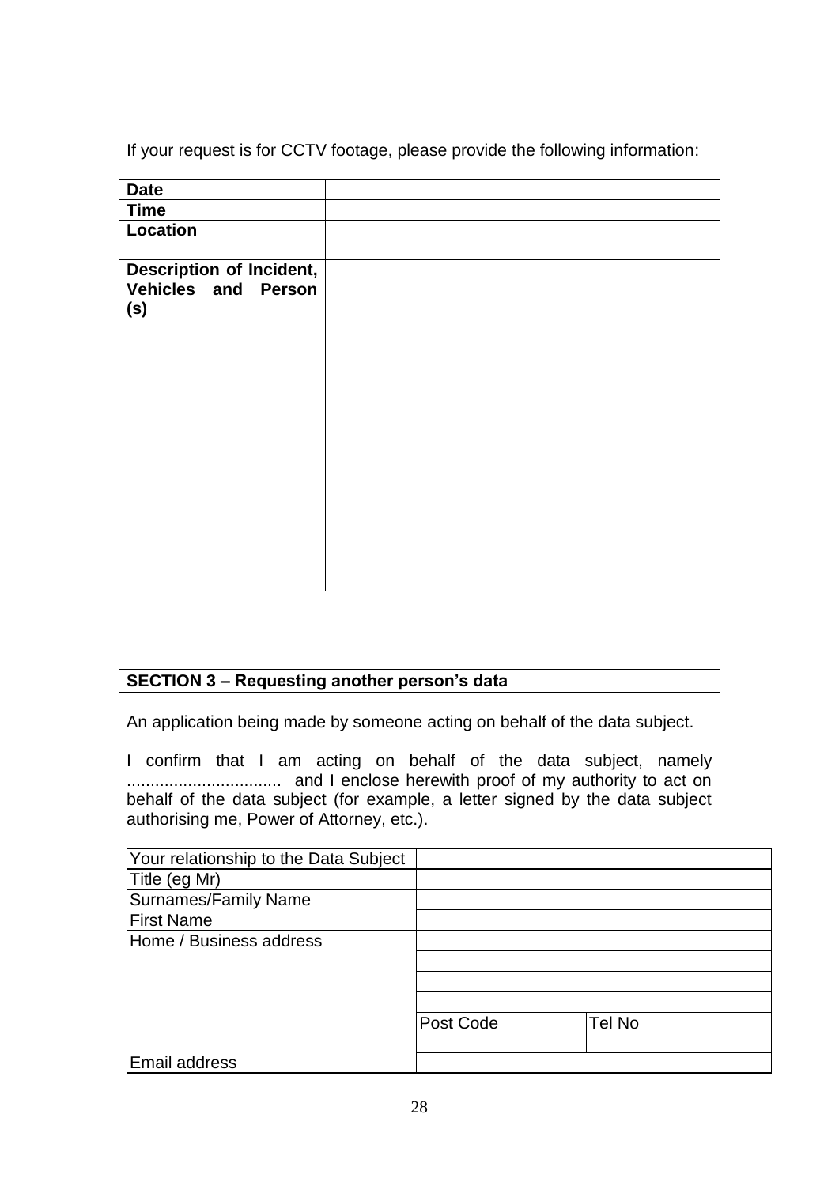If your request is for CCTV footage, please provide the following information:

| **Date** | |
|---|---|
| **Time** | |
| **Location** | |
| **Description of Incident, Vehicles and Person (s)** | |

| **SECTION 3 – Requesting another person's data** |
|---|

An application being made by someone acting on behalf of the data subject.

I confirm that I am acting on behalf of the data subject, namely ................................. and I enclose herewith proof of my authority to act on behalf of the data subject (for example, a letter signed by the data subject authorising me, Power of Attorney, etc.).

| Your relationship to the Data Subject | | |
|---|---|---|
| Title (eg Mr) | | |
| Surnames/Family Name | | |
| First Name | | |
| Home / Business address | | |
| | | |
| | | |
| | | |
| | Post Code | Tel No |
| Email address | | |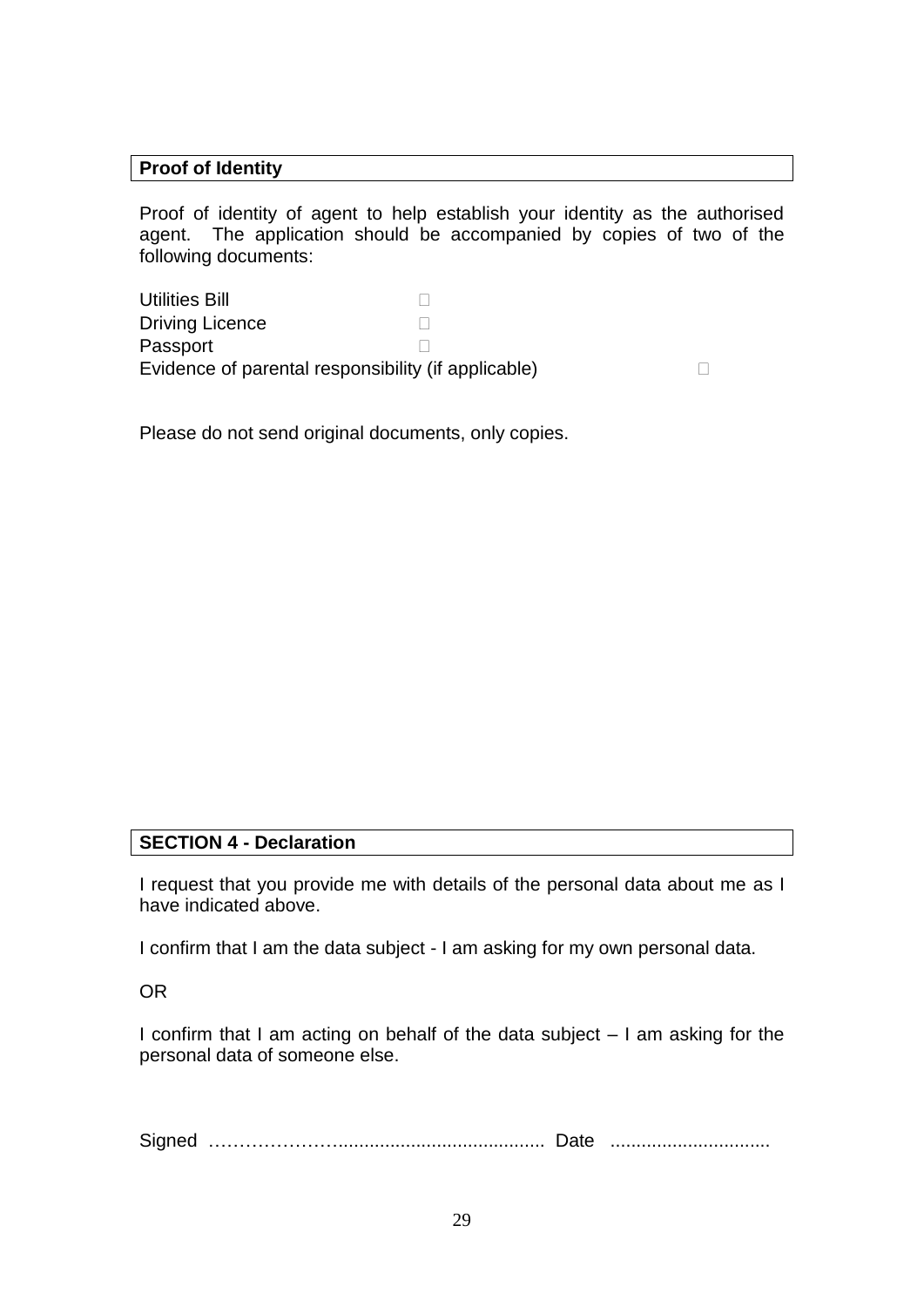**Proof of Identity**

Proof of identity of agent to help establish your identity as the authorised agent. The application should be accompanied by copies of two of the following documents:

- Utilities Bill ☐
- Driving Licence ☐
- Passport ☐
- Evidence of parental responsibility (if applicable) ☐

Please do not send original documents, only copies.

**SECTION 4 - Declaration**

I request that you provide me with details of the personal data about me as I have indicated above.

I confirm that I am the data subject - I am asking for my own personal data.

OR

I confirm that I am acting on behalf of the data subject – I am asking for the personal data of someone else.

Signed ……………………...................................................... Date ..............................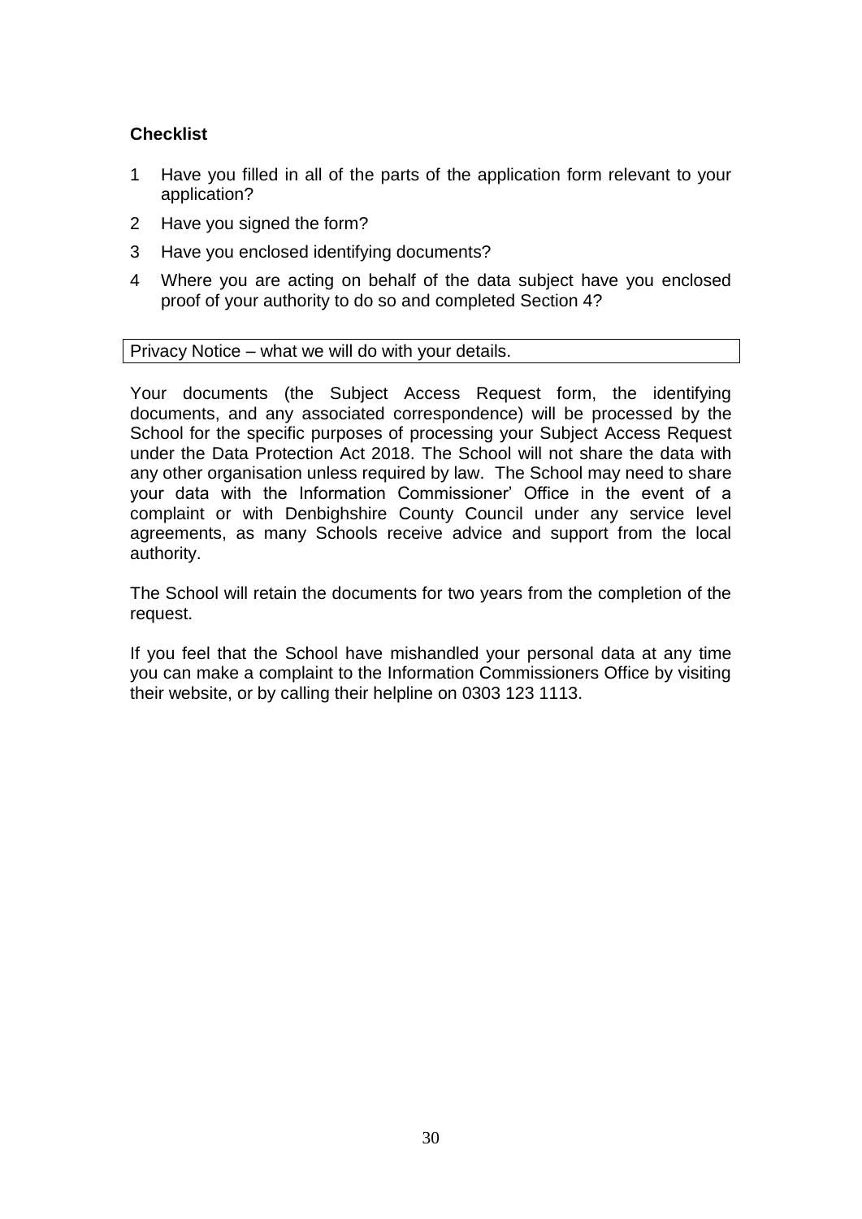**Checklist**

1. Have you filled in all of the parts of the application form relevant to your application?
2. Have you signed the form?
3. Have you enclosed identifying documents?
4. Where you are acting on behalf of the data subject have you enclosed proof of your authority to do so and completed Section 4?

Privacy Notice – what we will do with your details.

Your documents (the Subject Access Request form, the identifying documents, and any associated correspondence) will be processed by the School for the specific purposes of processing your Subject Access Request under the Data Protection Act 2018. The School will not share the data with any other organisation unless required by law. The School may need to share your data with the Information Commissioner' Office in the event of a complaint or with Denbighshire County Council under any service level agreements, as many Schools receive advice and support from the local authority.

The School will retain the documents for two years from the completion of the request.

If you feel that the School have mishandled your personal data at any time you can make a complaint to the Information Commissioners Office by visiting their website, or by calling their helpline on 0303 123 1113.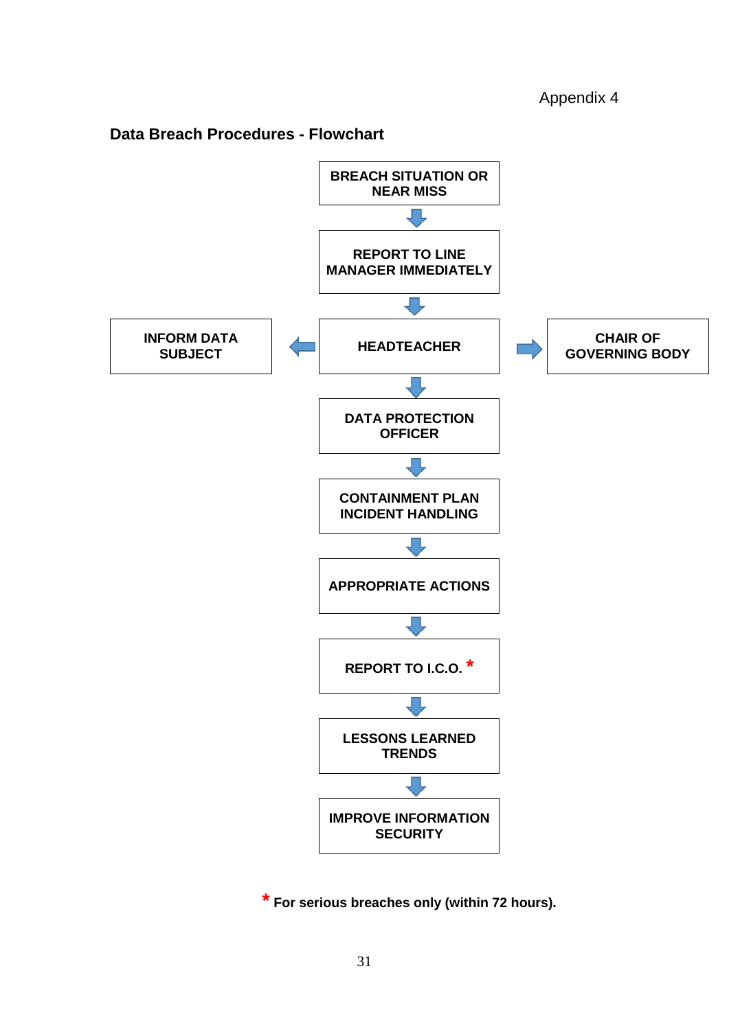Appendix 4

**Data Breach Procedures - Flowchart**

BREACH SITUATION OR NEAR MISS

REPORT TO LINE MANAGER IMMEDIATELY

INFORM DATA SUBJECT

HEADTEACHER

CHAIR OF GOVERNING BODY

DATA PROTECTION OFFICER

CONTAINMENT PLAN INCIDENT HANDLING

APPROPRIATE ACTIONS

REPORT TO I.C.O. *

LESSONS LEARNED TRENDS

IMPROVE INFORMATION SECURITY

**\* For serious breaches only (within 72 hours).**